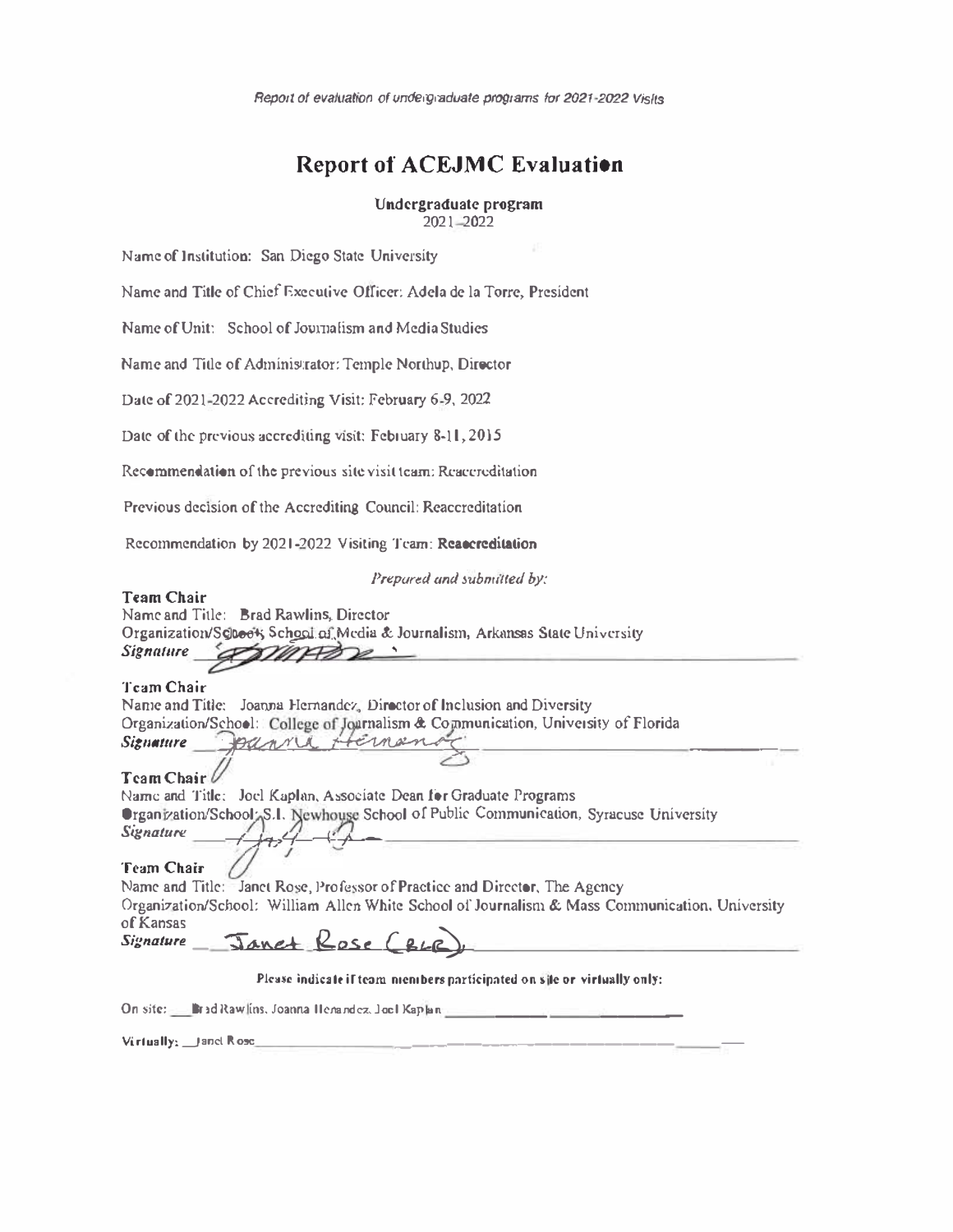*Report of evaluation of undergraduate programs for 2021-2022 Visits*

# Report of ACEJMC Evaluation

**Undergraduate program**
2021–2022

Name of Institution: San Diego State University

Name and Title of Chief Executive Officer: Adela de la Torre, President

Name of Unit: School of Journalism and Media Studies

Name and Title of Administrator: Temple Northup, Director

Date of 2021-2022 Accrediting Visit: February 6-9, 2022

Date of the previous accrediting visit: February 8-11, 2015

Recommendation of the previous site visit team: Reaccreditation

Previous decision of the Accrediting Council: Reaccreditation

Recommendation by 2021-2022 Visiting Team: **Reaccreditation**

*Prepared and submitted by:*

**Team Chair**
Name and Title: Brad Rawlins, Director
Organization/School: School of Media & Journalism, Arkansas State University
***Signature*** \_\_\_\_\_\_\_\_\_\_

**Team Chair**
Name and Title: Joanna Hernandez, Director of Inclusion and Diversity
Organization/School: College of Journalism & Communication, University of Florida
***Signature*** \_\_\_\_\_\_\_\_\_\_

**Team Chair**
Name and Title: Joel Kaplan, Associate Dean for Graduate Programs
Organization/School: S.I. Newhouse School of Public Communication, Syracuse University
***Signature*** \_\_\_\_\_\_\_\_\_\_

**Team Chair**
Name and Title: Janet Rose, Professor of Practice and Director, The Agency
Organization/School: William Allen White School of Journalism & Mass Communication, University of Kansas
***Signature*** Janet Rose (BLR)

**Please indicate if team members participated on site or virtually only:**

On site: Brad Rawlins, Joanna Hernandez, Joel Kaplan

Virtually: Janet Rose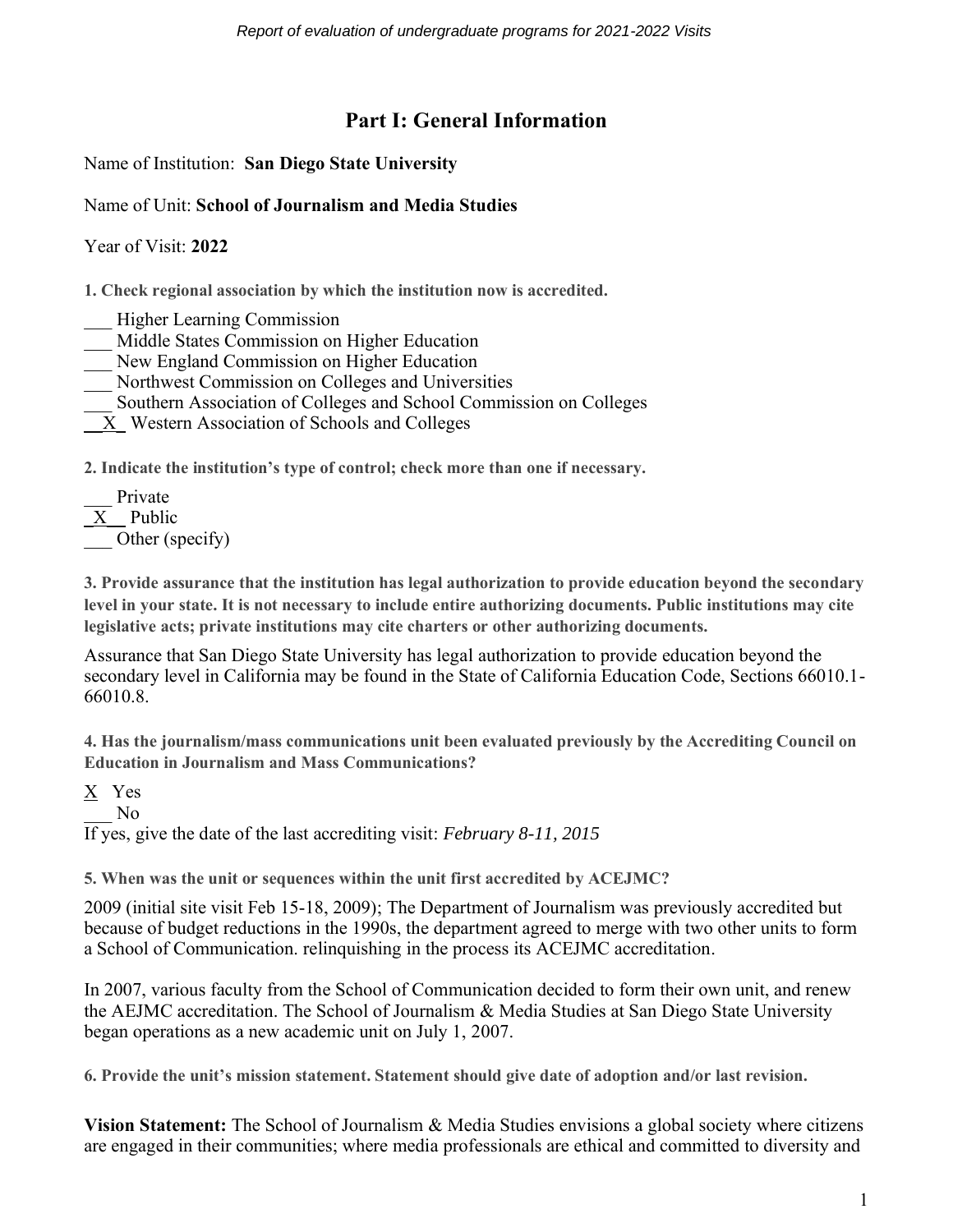# Part I: General Information

Name of Institution: **San Diego State University**

Name of Unit: **School of Journalism and Media Studies**

Year of Visit: **2022**

**1. Check regional association by which the institution now is accredited.**

___ Higher Learning Commission
___ Middle States Commission on Higher Education
___ New England Commission on Higher Education
___ Northwest Commission on Colleges and Universities
___ Southern Association of Colleges and School Commission on Colleges
__X_ Western Association of Schools and Colleges

**2. Indicate the institution's type of control; check more than one if necessary.**

___ Private
_X__ Public
___ Other (specify)

**3. Provide assurance that the institution has legal authorization to provide education beyond the secondary level in your state. It is not necessary to include entire authorizing documents. Public institutions may cite legislative acts; private institutions may cite charters or other authorizing documents.**

Assurance that San Diego State University has legal authorization to provide education beyond the secondary level in California may be found in the State of California Education Code, Sections 66010.1-66010.8.

**4. Has the journalism/mass communications unit been evaluated previously by the Accrediting Council on Education in Journalism and Mass Communications?**

X Yes
___ No
If yes, give the date of the last accrediting visit: *February 8-11, 2015*

**5. When was the unit or sequences within the unit first accredited by ACEJMC?**

2009 (initial site visit Feb 15-18, 2009); The Department of Journalism was previously accredited but because of budget reductions in the 1990s, the department agreed to merge with two other units to form a School of Communication. relinquishing in the process its ACEJMC accreditation.

In 2007, various faculty from the School of Communication decided to form their own unit, and renew the AEJMC accreditation. The School of Journalism & Media Studies at San Diego State University began operations as a new academic unit on July 1, 2007.

**6. Provide the unit's mission statement. Statement should give date of adoption and/or last revision.**

**Vision Statement:** The School of Journalism & Media Studies envisions a global society where citizens are engaged in their communities; where media professionals are ethical and committed to diversity and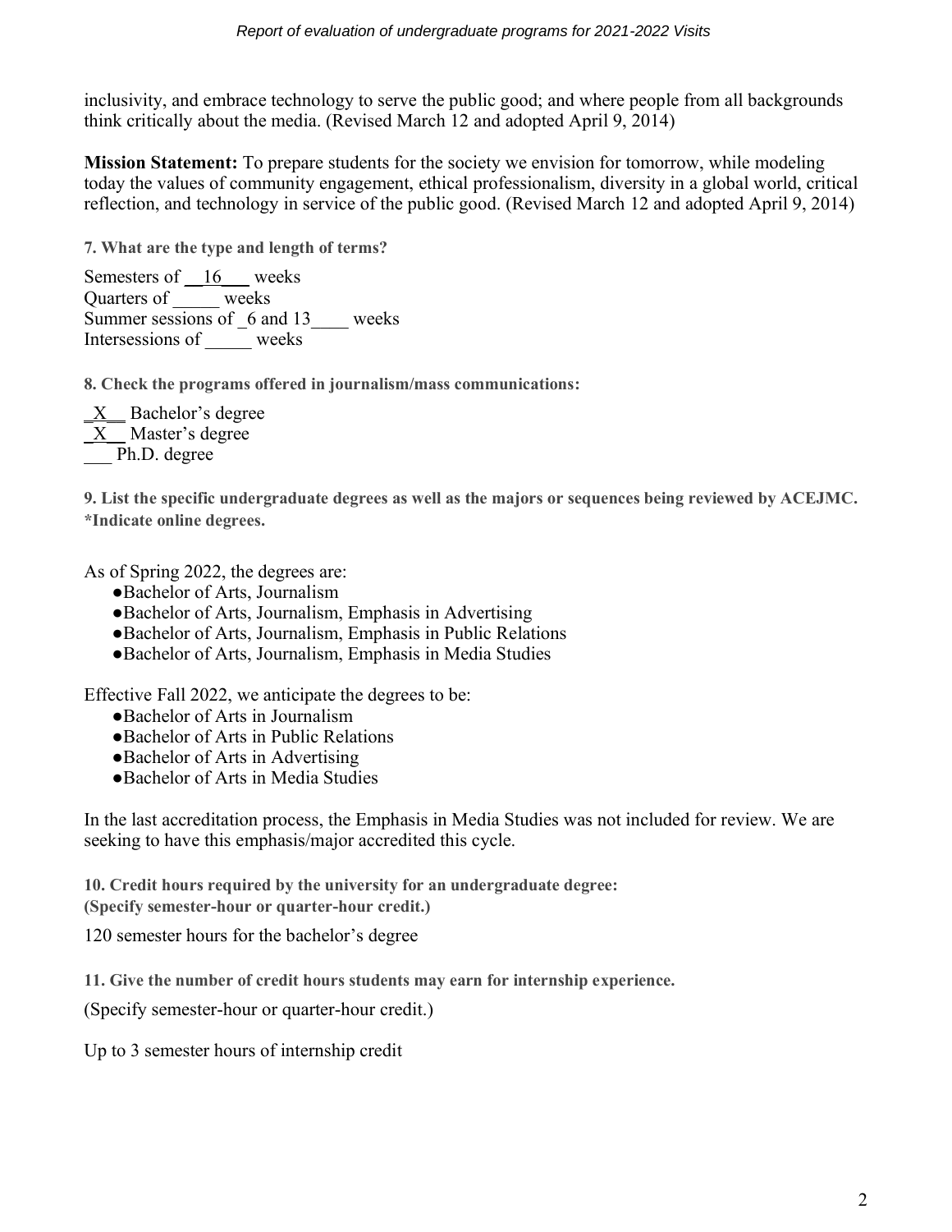inclusivity, and embrace technology to serve the public good; and where people from all backgrounds think critically about the media. (Revised March 12 and adopted April 9, 2014)

**Mission Statement:** To prepare students for the society we envision for tomorrow, while modeling today the values of community engagement, ethical professionalism, diversity in a global world, critical reflection, and technology in service of the public good. (Revised March 12 and adopted April 9, 2014)

**7. What are the type and length of terms?**

Semesters of __16___ weeks
Quarters of _____ weeks
Summer sessions of _6 and 13____ weeks
Intersessions of _____ weeks

**8. Check the programs offered in journalism/mass communications:**

_X__ Bachelor's degree
_X__ Master's degree
___ Ph.D. degree

**9. List the specific undergraduate degrees as well as the majors or sequences being reviewed by ACEJMC. *Indicate online degrees.**

As of Spring 2022, the degrees are:

- Bachelor of Arts, Journalism
- Bachelor of Arts, Journalism, Emphasis in Advertising
- Bachelor of Arts, Journalism, Emphasis in Public Relations
- Bachelor of Arts, Journalism, Emphasis in Media Studies

Effective Fall 2022, we anticipate the degrees to be:

- Bachelor of Arts in Journalism
- Bachelor of Arts in Public Relations
- Bachelor of Arts in Advertising
- Bachelor of Arts in Media Studies

In the last accreditation process, the Emphasis in Media Studies was not included for review. We are seeking to have this emphasis/major accredited this cycle.

**10. Credit hours required by the university for an undergraduate degree: (Specify semester-hour or quarter-hour credit.)**

120 semester hours for the bachelor's degree

**11. Give the number of credit hours students may earn for internship experience.**

(Specify semester-hour or quarter-hour credit.)

Up to 3 semester hours of internship credit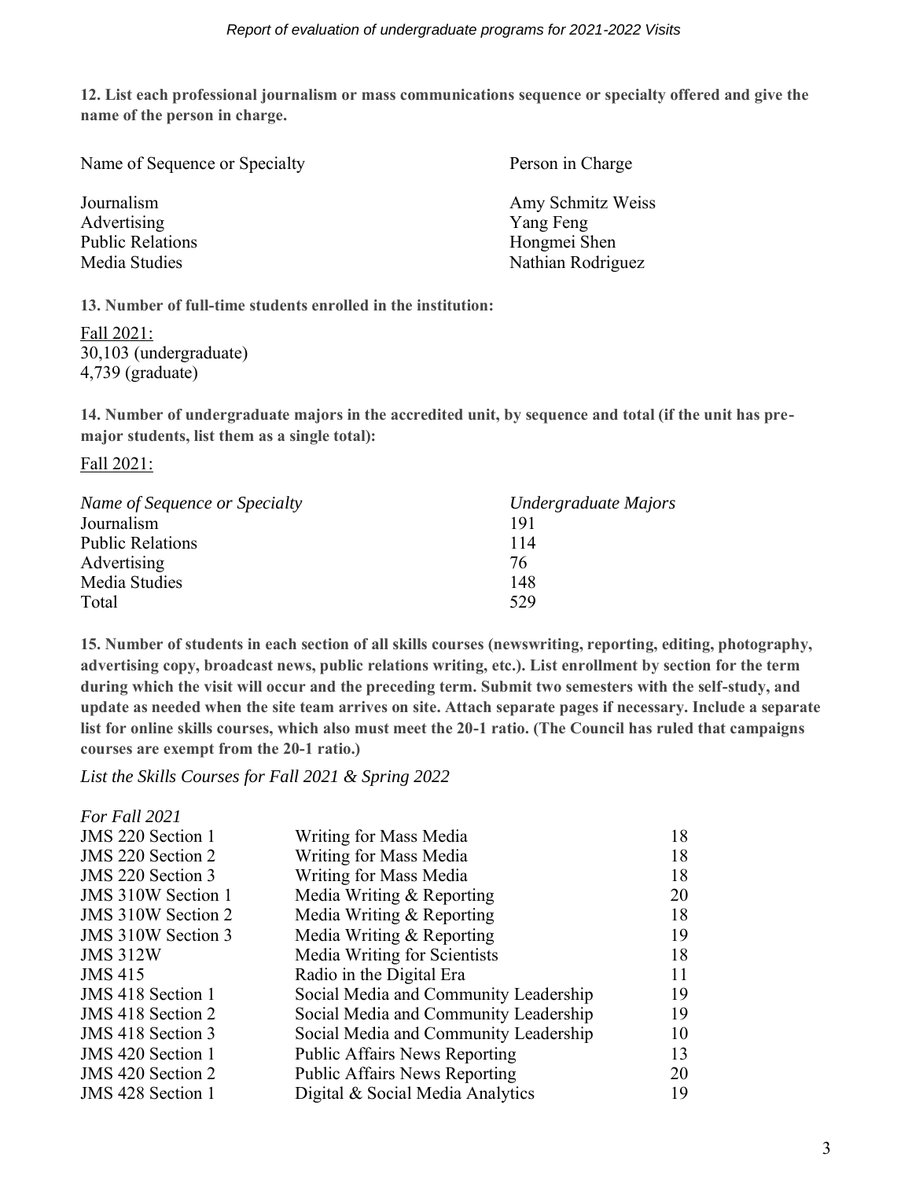**12. List each professional journalism or mass communications sequence or specialty offered and give the name of the person in charge.**

| Name of Sequence or Specialty | Person in Charge |
| --- | --- |
| Journalism | Amy Schmitz Weiss |
| Advertising | Yang Feng |
| Public Relations | Hongmei Shen |
| Media Studies | Nathian Rodriguez |

**13. Number of full-time students enrolled in the institution:**

Fall 2021:
30,103 (undergraduate)
4,739 (graduate)

**14. Number of undergraduate majors in the accredited unit, by sequence and total (if the unit has pre-major students, list them as a single total):**

Fall 2021:

| *Name of Sequence or Specialty* | *Undergraduate Majors* |
| --- | --- |
| Journalism | 191 |
| Public Relations | 114 |
| Advertising | 76 |
| Media Studies | 148 |
| Total | 529 |

**15. Number of students in each section of all skills courses (newswriting, reporting, editing, photography, advertising copy, broadcast news, public relations writing, etc.). List enrollment by section for the term during which the visit will occur and the preceding term. Submit two semesters with the self-study, and update as needed when the site team arrives on site. Attach separate pages if necessary. Include a separate list for online skills courses, which also must meet the 20-1 ratio. (The Council has ruled that campaigns courses are exempt from the 20-1 ratio.)**

*List the Skills Courses for Fall 2021 & Spring 2022*

*For Fall 2021*

| | | |
| --- | --- | --- |
| JMS 220 Section 1 | Writing for Mass Media | 18 |
| JMS 220 Section 2 | Writing for Mass Media | 18 |
| JMS 220 Section 3 | Writing for Mass Media | 18 |
| JMS 310W Section 1 | Media Writing & Reporting | 20 |
| JMS 310W Section 2 | Media Writing & Reporting | 18 |
| JMS 310W Section 3 | Media Writing & Reporting | 19 |
| JMS 312W | Media Writing for Scientists | 18 |
| JMS 415 | Radio in the Digital Era | 11 |
| JMS 418 Section 1 | Social Media and Community Leadership | 19 |
| JMS 418 Section 2 | Social Media and Community Leadership | 19 |
| JMS 418 Section 3 | Social Media and Community Leadership | 10 |
| JMS 420 Section 1 | Public Affairs News Reporting | 13 |
| JMS 420 Section 2 | Public Affairs News Reporting | 20 |
| JMS 428 Section 1 | Digital & Social Media Analytics | 19 |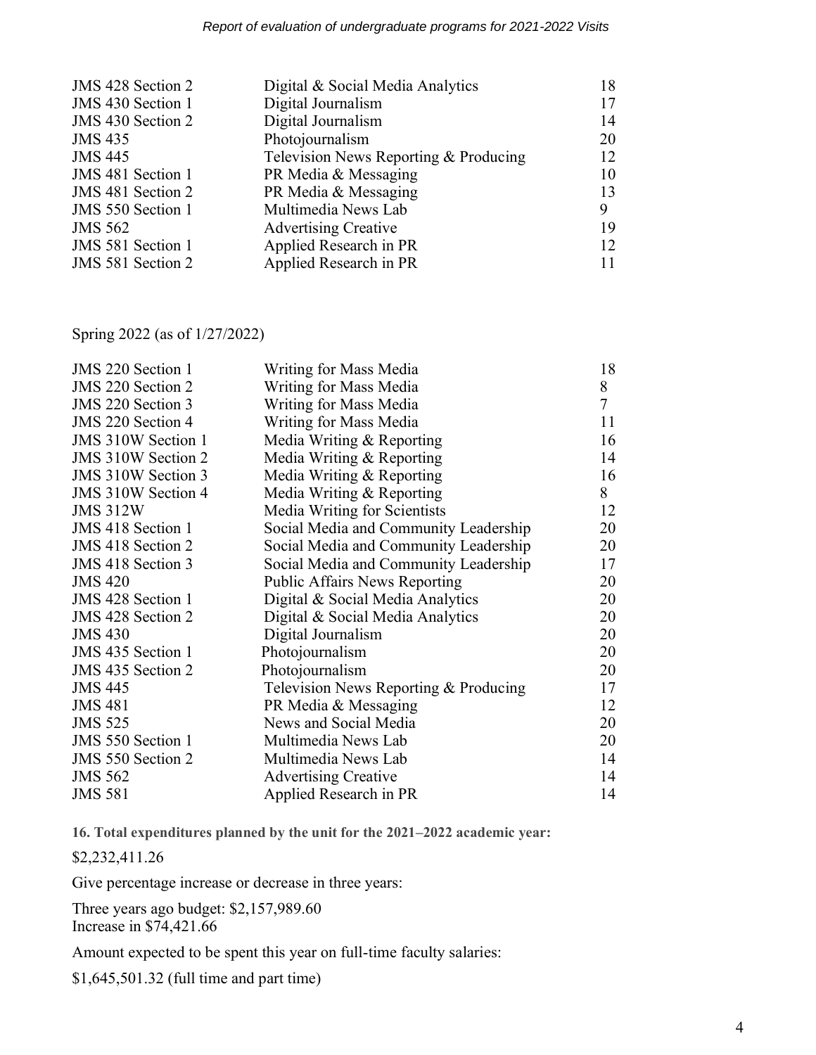| | | |
|---|---|---|
| JMS 428 Section 2 | Digital & Social Media Analytics | 18 |
| JMS 430 Section 1 | Digital Journalism | 17 |
| JMS 430 Section 2 | Digital Journalism | 14 |
| JMS 435 | Photojournalism | 20 |
| JMS 445 | Television News Reporting & Producing | 12 |
| JMS 481 Section 1 | PR Media & Messaging | 10 |
| JMS 481 Section 2 | PR Media & Messaging | 13 |
| JMS 550 Section 1 | Multimedia News Lab | 9 |
| JMS 562 | Advertising Creative | 19 |
| JMS 581 Section 1 | Applied Research in PR | 12 |
| JMS 581 Section 2 | Applied Research in PR | 11 |

Spring 2022 (as of 1/27/2022)

| | | |
|---|---|---|
| JMS 220 Section 1 | Writing for Mass Media | 18 |
| JMS 220 Section 2 | Writing for Mass Media | 8 |
| JMS 220 Section 3 | Writing for Mass Media | 7 |
| JMS 220 Section 4 | Writing for Mass Media | 11 |
| JMS 310W Section 1 | Media Writing & Reporting | 16 |
| JMS 310W Section 2 | Media Writing & Reporting | 14 |
| JMS 310W Section 3 | Media Writing & Reporting | 16 |
| JMS 310W Section 4 | Media Writing & Reporting | 8 |
| JMS 312W | Media Writing for Scientists | 12 |
| JMS 418 Section 1 | Social Media and Community Leadership | 20 |
| JMS 418 Section 2 | Social Media and Community Leadership | 20 |
| JMS 418 Section 3 | Social Media and Community Leadership | 17 |
| JMS 420 | Public Affairs News Reporting | 20 |
| JMS 428 Section 1 | Digital & Social Media Analytics | 20 |
| JMS 428 Section 2 | Digital & Social Media Analytics | 20 |
| JMS 430 | Digital Journalism | 20 |
| JMS 435 Section 1 | Photojournalism | 20 |
| JMS 435 Section 2 | Photojournalism | 20 |
| JMS 445 | Television News Reporting & Producing | 17 |
| JMS 481 | PR Media & Messaging | 12 |
| JMS 525 | News and Social Media | 20 |
| JMS 550 Section 1 | Multimedia News Lab | 20 |
| JMS 550 Section 2 | Multimedia News Lab | 14 |
| JMS 562 | Advertising Creative | 14 |
| JMS 581 | Applied Research in PR | 14 |

**16. Total expenditures planned by the unit for the 2021–2022 academic year:**

$2,232,411.26

Give percentage increase or decrease in three years:

Three years ago budget: $2,157,989.60
Increase in $74,421.66

Amount expected to be spent this year on full-time faculty salaries:

$1,645,501.32 (full time and part time)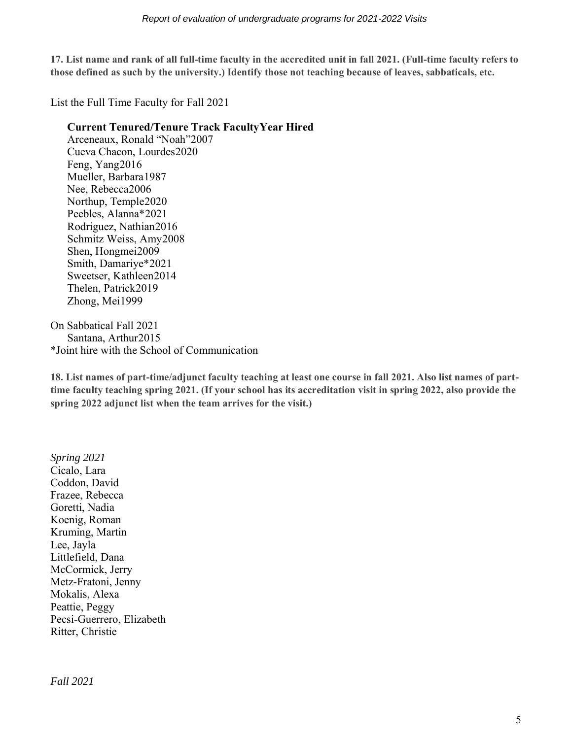**17. List name and rank of all full-time faculty in the accredited unit in fall 2021. (Full-time faculty refers to those defined as such by the university.) Identify those not teaching because of leaves, sabbaticals, etc.**

List the Full Time Faculty for Fall 2021

| **Current Tenured/Tenure Track Faculty** | **Year Hired** |
| --- | --- |
| Arceneaux, Ronald "Noah" | 2007 |
| Cueva Chacon, Lourdes | 2020 |
| Feng, Yang | 2016 |
| Mueller, Barbara | 1987 |
| Nee, Rebecca | 2006 |
| Northup, Temple | 2020 |
| Peebles, Alanna* | 2021 |
| Rodriguez, Nathian | 2016 |
| Schmitz Weiss, Amy | 2008 |
| Shen, Hongmei | 2009 |
| Smith, Damariye* | 2021 |
| Sweetser, Kathleen | 2014 |
| Thelen, Patrick | 2019 |
| Zhong, Mei | 1999 |

On Sabbatical Fall 2021

| | |
| --- | --- |
| Santana, Arthur | 2015 |

*Joint hire with the School of Communication

**18. List names of part-time/adjunct faculty teaching at least one course in fall 2021. Also list names of part-time faculty teaching spring 2021. (If your school has its accreditation visit in spring 2022, also provide the spring 2022 adjunct list when the team arrives for the visit.)**

*Spring 2021*

Cicalo, Lara
Coddon, David
Frazee, Rebecca
Goretti, Nadia
Koenig, Roman
Kruming, Martin
Lee, Jayla
Littlefield, Dana
McCormick, Jerry
Metz-Fratoni, Jenny
Mokalis, Alexa
Peattie, Peggy
Pecsi-Guerrero, Elizabeth
Ritter, Christie

*Fall 2021*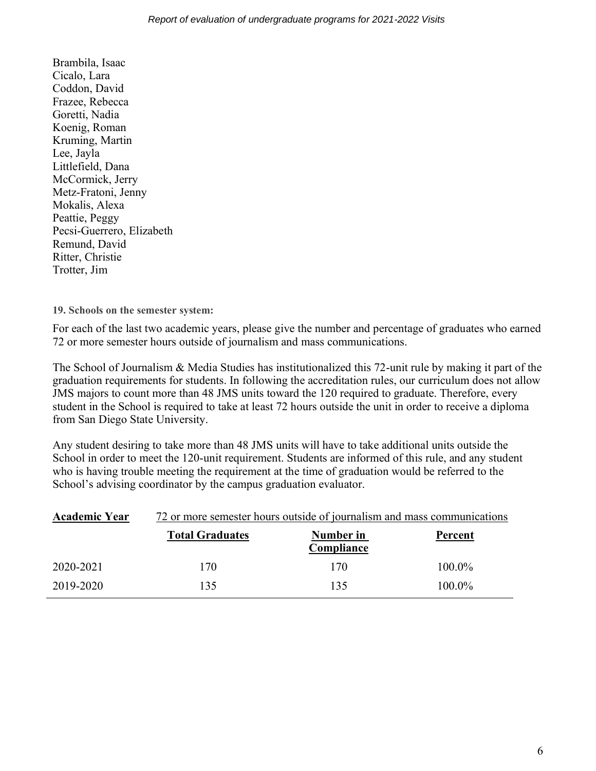Brambila, Isaac
Cicalo, Lara
Coddon, David
Frazee, Rebecca
Goretti, Nadia
Koenig, Roman
Kruming, Martin
Lee, Jayla
Littlefield, Dana
McCormick, Jerry
Metz-Fratoni, Jenny
Mokalis, Alexa
Peattie, Peggy
Pecsi-Guerrero, Elizabeth
Remund, David
Ritter, Christie
Trotter, Jim

**19. Schools on the semester system:**

For each of the last two academic years, please give the number and percentage of graduates who earned 72 or more semester hours outside of journalism and mass communications.

The School of Journalism & Media Studies has institutionalized this 72-unit rule by making it part of the graduation requirements for students. In following the accreditation rules, our curriculum does not allow JMS majors to count more than 48 JMS units toward the 120 required to graduate. Therefore, every student in the School is required to take at least 72 hours outside the unit in order to receive a diploma from San Diego State University.

Any student desiring to take more than 48 JMS units will have to take additional units outside the School in order to meet the 120-unit requirement. Students are informed of this rule, and any student who is having trouble meeting the requirement at the time of graduation would be referred to the School's advising coordinator by the campus graduation evaluator.

| Academic Year | 72 or more semester hours outside of journalism and mass communications | | |
|---|---|---|---|
| | Total Graduates | Number in Compliance | Percent |
| 2020-2021 | 170 | 170 | 100.0% |
| 2019-2020 | 135 | 135 | 100.0% |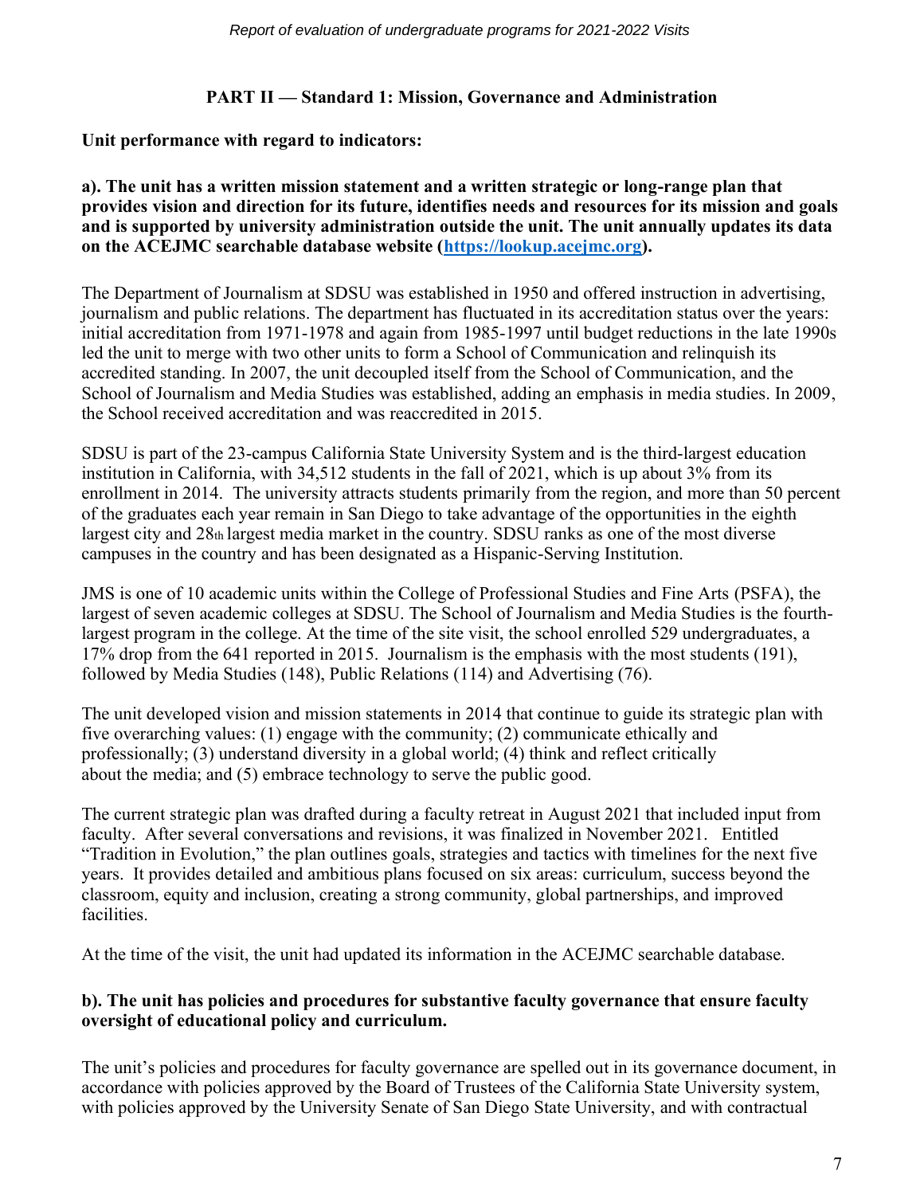## PART II — Standard 1: Mission, Governance and Administration

**Unit performance with regard to indicators:**

**a). The unit has a written mission statement and a written strategic or long-range plan that provides vision and direction for its future, identifies needs and resources for its mission and goals and is supported by university administration outside the unit. The unit annually updates its data on the ACEJMC searchable database website ([https://lookup.acejmc.org](https://lookup.acejmc.org)).**

The Department of Journalism at SDSU was established in 1950 and offered instruction in advertising, journalism and public relations. The department has fluctuated in its accreditation status over the years: initial accreditation from 1971-1978 and again from 1985-1997 until budget reductions in the late 1990s led the unit to merge with two other units to form a School of Communication and relinquish its accredited standing. In 2007, the unit decoupled itself from the School of Communication, and the School of Journalism and Media Studies was established, adding an emphasis in media studies. In 2009, the School received accreditation and was reaccredited in 2015.

SDSU is part of the 23-campus California State University System and is the third-largest education institution in California, with 34,512 students in the fall of 2021, which is up about 3% from its enrollment in 2014. The university attracts students primarily from the region, and more than 50 percent of the graduates each year remain in San Diego to take advantage of the opportunities in the eighth largest city and 28th largest media market in the country. SDSU ranks as one of the most diverse campuses in the country and has been designated as a Hispanic-Serving Institution.

JMS is one of 10 academic units within the College of Professional Studies and Fine Arts (PSFA), the largest of seven academic colleges at SDSU. The School of Journalism and Media Studies is the fourth-largest program in the college. At the time of the site visit, the school enrolled 529 undergraduates, a 17% drop from the 641 reported in 2015. Journalism is the emphasis with the most students (191), followed by Media Studies (148), Public Relations (114) and Advertising (76).

The unit developed vision and mission statements in 2014 that continue to guide its strategic plan with five overarching values: (1) engage with the community; (2) communicate ethically and professionally; (3) understand diversity in a global world; (4) think and reflect critically about the media; and (5) embrace technology to serve the public good.

The current strategic plan was drafted during a faculty retreat in August 2021 that included input from faculty. After several conversations and revisions, it was finalized in November 2021. Entitled "Tradition in Evolution," the plan outlines goals, strategies and tactics with timelines for the next five years. It provides detailed and ambitious plans focused on six areas: curriculum, success beyond the classroom, equity and inclusion, creating a strong community, global partnerships, and improved facilities.

At the time of the visit, the unit had updated its information in the ACEJMC searchable database.

**b). The unit has policies and procedures for substantive faculty governance that ensure faculty oversight of educational policy and curriculum.**

The unit's policies and procedures for faculty governance are spelled out in its governance document, in accordance with policies approved by the Board of Trustees of the California State University system, with policies approved by the University Senate of San Diego State University, and with contractual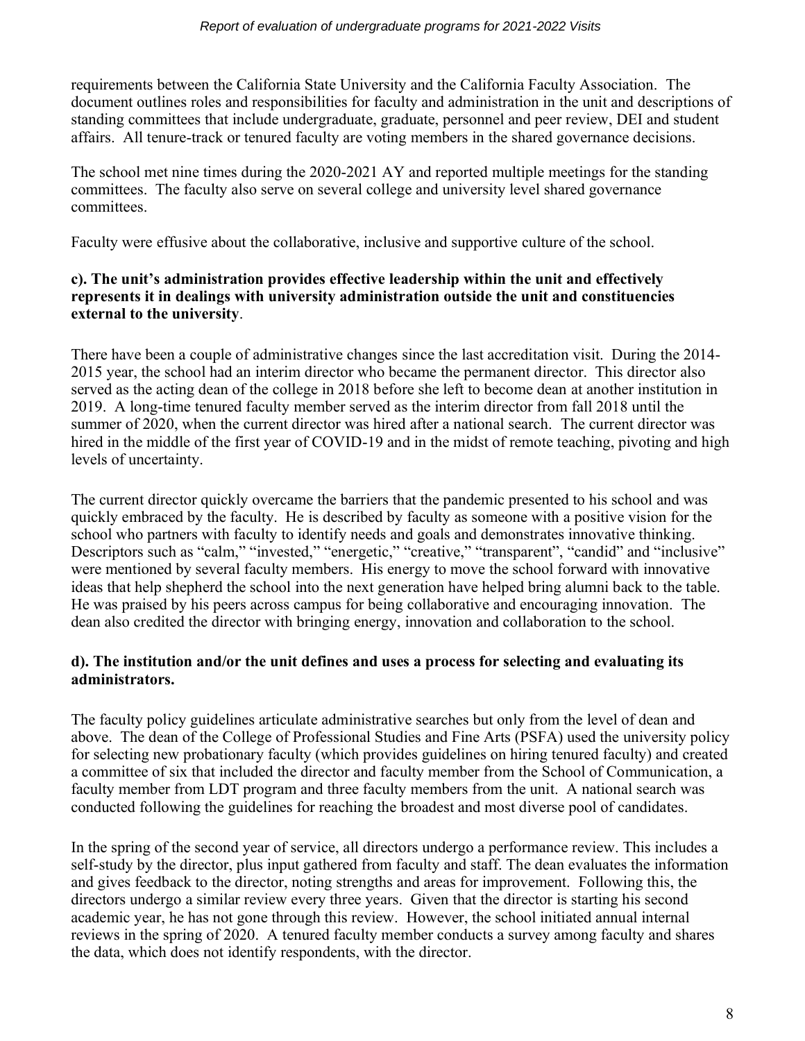requirements between the California State University and the California Faculty Association. The document outlines roles and responsibilities for faculty and administration in the unit and descriptions of standing committees that include undergraduate, graduate, personnel and peer review, DEI and student affairs. All tenure-track or tenured faculty are voting members in the shared governance decisions.

The school met nine times during the 2020-2021 AY and reported multiple meetings for the standing committees. The faculty also serve on several college and university level shared governance committees.

Faculty were effusive about the collaborative, inclusive and supportive culture of the school.

**c). The unit's administration provides effective leadership within the unit and effectively represents it in dealings with university administration outside the unit and constituencies external to the university**.

There have been a couple of administrative changes since the last accreditation visit. During the 2014-2015 year, the school had an interim director who became the permanent director. This director also served as the acting dean of the college in 2018 before she left to become dean at another institution in 2019. A long-time tenured faculty member served as the interim director from fall 2018 until the summer of 2020, when the current director was hired after a national search. The current director was hired in the middle of the first year of COVID-19 and in the midst of remote teaching, pivoting and high levels of uncertainty.

The current director quickly overcame the barriers that the pandemic presented to his school and was quickly embraced by the faculty. He is described by faculty as someone with a positive vision for the school who partners with faculty to identify needs and goals and demonstrates innovative thinking. Descriptors such as "calm," "invested," "energetic," "creative," "transparent", "candid" and "inclusive" were mentioned by several faculty members. His energy to move the school forward with innovative ideas that help shepherd the school into the next generation have helped bring alumni back to the table. He was praised by his peers across campus for being collaborative and encouraging innovation. The dean also credited the director with bringing energy, innovation and collaboration to the school.

**d). The institution and/or the unit defines and uses a process for selecting and evaluating its administrators.**

The faculty policy guidelines articulate administrative searches but only from the level of dean and above. The dean of the College of Professional Studies and Fine Arts (PSFA) used the university policy for selecting new probationary faculty (which provides guidelines on hiring tenured faculty) and created a committee of six that included the director and faculty member from the School of Communication, a faculty member from LDT program and three faculty members from the unit. A national search was conducted following the guidelines for reaching the broadest and most diverse pool of candidates.

In the spring of the second year of service, all directors undergo a performance review. This includes a self-study by the director, plus input gathered from faculty and staff. The dean evaluates the information and gives feedback to the director, noting strengths and areas for improvement. Following this, the directors undergo a similar review every three years. Given that the director is starting his second academic year, he has not gone through this review. However, the school initiated annual internal reviews in the spring of 2020. A tenured faculty member conducts a survey among faculty and shares the data, which does not identify respondents, with the director.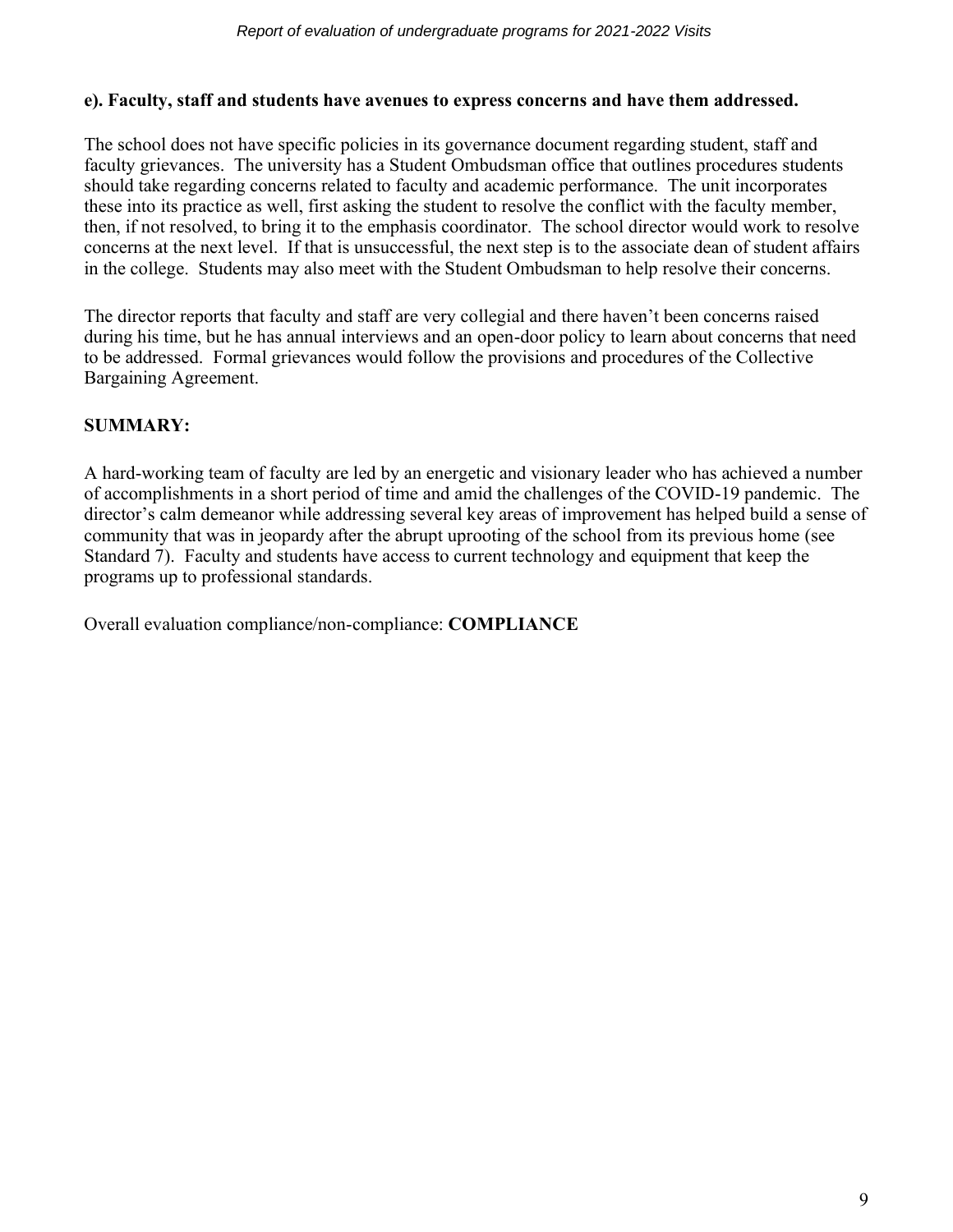**e). Faculty, staff and students have avenues to express concerns and have them addressed.**

The school does not have specific policies in its governance document regarding student, staff and faculty grievances. The university has a Student Ombudsman office that outlines procedures students should take regarding concerns related to faculty and academic performance. The unit incorporates these into its practice as well, first asking the student to resolve the conflict with the faculty member, then, if not resolved, to bring it to the emphasis coordinator. The school director would work to resolve concerns at the next level. If that is unsuccessful, the next step is to the associate dean of student affairs in the college. Students may also meet with the Student Ombudsman to help resolve their concerns.

The director reports that faculty and staff are very collegial and there haven't been concerns raised during his time, but he has annual interviews and an open-door policy to learn about concerns that need to be addressed. Formal grievances would follow the provisions and procedures of the Collective Bargaining Agreement.

**SUMMARY:**

A hard-working team of faculty are led by an energetic and visionary leader who has achieved a number of accomplishments in a short period of time and amid the challenges of the COVID-19 pandemic. The director's calm demeanor while addressing several key areas of improvement has helped build a sense of community that was in jeopardy after the abrupt uprooting of the school from its previous home (see Standard 7). Faculty and students have access to current technology and equipment that keep the programs up to professional standards.

Overall evaluation compliance/non-compliance: **COMPLIANCE**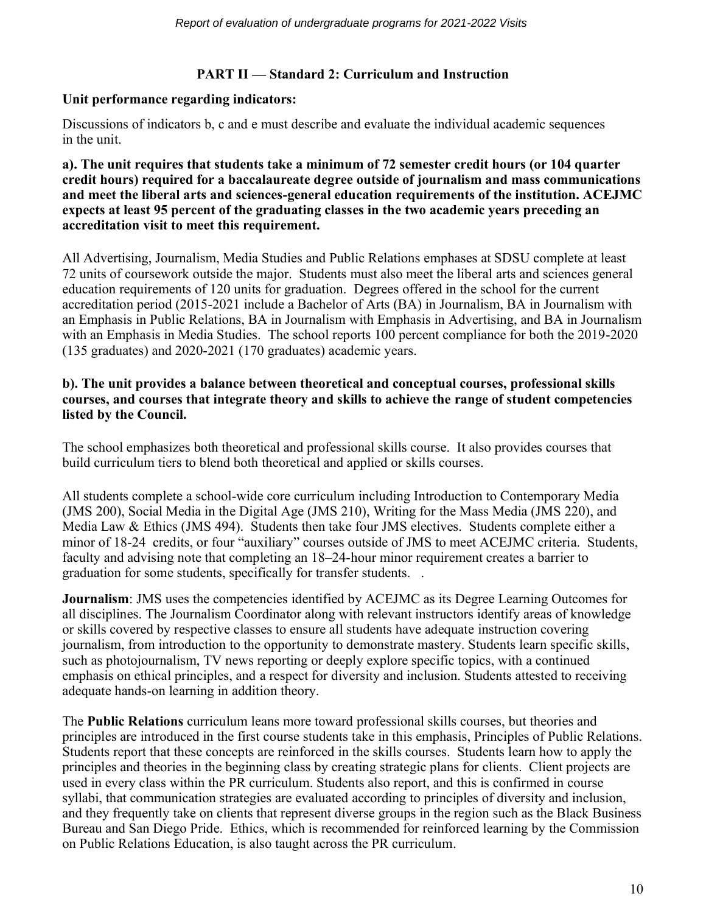## PART II — Standard 2: Curriculum and Instruction

**Unit performance regarding indicators:**

Discussions of indicators b, c and e must describe and evaluate the individual academic sequences in the unit.

**a). The unit requires that students take a minimum of 72 semester credit hours (or 104 quarter credit hours) required for a baccalaureate degree outside of journalism and mass communications and meet the liberal arts and sciences-general education requirements of the institution. ACEJMC expects at least 95 percent of the graduating classes in the two academic years preceding an accreditation visit to meet this requirement.**

All Advertising, Journalism, Media Studies and Public Relations emphases at SDSU complete at least 72 units of coursework outside the major. Students must also meet the liberal arts and sciences general education requirements of 120 units for graduation. Degrees offered in the school for the current accreditation period (2015-2021 include a Bachelor of Arts (BA) in Journalism, BA in Journalism with an Emphasis in Public Relations, BA in Journalism with Emphasis in Advertising, and BA in Journalism with an Emphasis in Media Studies. The school reports 100 percent compliance for both the 2019-2020 (135 graduates) and 2020-2021 (170 graduates) academic years.

**b). The unit provides a balance between theoretical and conceptual courses, professional skills courses, and courses that integrate theory and skills to achieve the range of student competencies listed by the Council.**

The school emphasizes both theoretical and professional skills course. It also provides courses that build curriculum tiers to blend both theoretical and applied or skills courses.

All students complete a school-wide core curriculum including Introduction to Contemporary Media (JMS 200), Social Media in the Digital Age (JMS 210), Writing for the Mass Media (JMS 220), and Media Law & Ethics (JMS 494). Students then take four JMS electives. Students complete either a minor of 18-24 credits, or four "auxiliary" courses outside of JMS to meet ACEJMC criteria. Students, faculty and advising note that completing an 18–24-hour minor requirement creates a barrier to graduation for some students, specifically for transfer students. .

**Journalism**: JMS uses the competencies identified by ACEJMC as its Degree Learning Outcomes for all disciplines. The Journalism Coordinator along with relevant instructors identify areas of knowledge or skills covered by respective classes to ensure all students have adequate instruction covering journalism, from introduction to the opportunity to demonstrate mastery. Students learn specific skills, such as photojournalism, TV news reporting or deeply explore specific topics, with a continued emphasis on ethical principles, and a respect for diversity and inclusion. Students attested to receiving adequate hands-on learning in addition theory.

The **Public Relations** curriculum leans more toward professional skills courses, but theories and principles are introduced in the first course students take in this emphasis, Principles of Public Relations. Students report that these concepts are reinforced in the skills courses. Students learn how to apply the principles and theories in the beginning class by creating strategic plans for clients. Client projects are used in every class within the PR curriculum. Students also report, and this is confirmed in course syllabi, that communication strategies are evaluated according to principles of diversity and inclusion, and they frequently take on clients that represent diverse groups in the region such as the Black Business Bureau and San Diego Pride. Ethics, which is recommended for reinforced learning by the Commission on Public Relations Education, is also taught across the PR curriculum.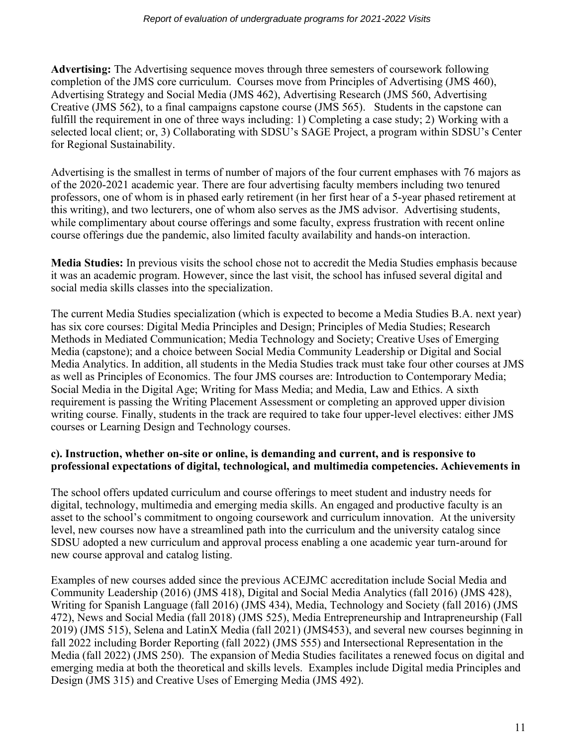**Advertising:** The Advertising sequence moves through three semesters of coursework following completion of the JMS core curriculum. Courses move from Principles of Advertising (JMS 460), Advertising Strategy and Social Media (JMS 462), Advertising Research (JMS 560, Advertising Creative (JMS 562), to a final campaigns capstone course (JMS 565). Students in the capstone can fulfill the requirement in one of three ways including: 1) Completing a case study; 2) Working with a selected local client; or, 3) Collaborating with SDSU's SAGE Project, a program within SDSU's Center for Regional Sustainability.

Advertising is the smallest in terms of number of majors of the four current emphases with 76 majors as of the 2020-2021 academic year. There are four advertising faculty members including two tenured professors, one of whom is in phased early retirement (in her first hear of a 5-year phased retirement at this writing), and two lecturers, one of whom also serves as the JMS advisor. Advertising students, while complimentary about course offerings and some faculty, express frustration with recent online course offerings due the pandemic, also limited faculty availability and hands-on interaction.

**Media Studies:** In previous visits the school chose not to accredit the Media Studies emphasis because it was an academic program. However, since the last visit, the school has infused several digital and social media skills classes into the specialization.

The current Media Studies specialization (which is expected to become a Media Studies B.A. next year) has six core courses: Digital Media Principles and Design; Principles of Media Studies; Research Methods in Mediated Communication; Media Technology and Society; Creative Uses of Emerging Media (capstone); and a choice between Social Media Community Leadership or Digital and Social Media Analytics. In addition, all students in the Media Studies track must take four other courses at JMS as well as Principles of Economics. The four JMS courses are: Introduction to Contemporary Media; Social Media in the Digital Age; Writing for Mass Media; and Media, Law and Ethics. A sixth requirement is passing the Writing Placement Assessment or completing an approved upper division writing course. Finally, students in the track are required to take four upper-level electives: either JMS courses or Learning Design and Technology courses.

**c). Instruction, whether on-site or online, is demanding and current, and is responsive to professional expectations of digital, technological, and multimedia competencies. Achievements in**

The school offers updated curriculum and course offerings to meet student and industry needs for digital, technology, multimedia and emerging media skills. An engaged and productive faculty is an asset to the school's commitment to ongoing coursework and curriculum innovation. At the university level, new courses now have a streamlined path into the curriculum and the university catalog since SDSU adopted a new curriculum and approval process enabling a one academic year turn-around for new course approval and catalog listing.

Examples of new courses added since the previous ACEJMC accreditation include Social Media and Community Leadership (2016) (JMS 418), Digital and Social Media Analytics (fall 2016) (JMS 428), Writing for Spanish Language (fall 2016) (JMS 434), Media, Technology and Society (fall 2016) (JMS 472), News and Social Media (fall 2018) (JMS 525), Media Entrepreneurship and Intrapreneurship (Fall 2019) (JMS 515), Selena and LatinX Media (fall 2021) (JMS453), and several new courses beginning in fall 2022 including Border Reporting (fall 2022) (JMS 555) and Intersectional Representation in the Media (fall 2022) (JMS 250). The expansion of Media Studies facilitates a renewed focus on digital and emerging media at both the theoretical and skills levels. Examples include Digital media Principles and Design (JMS 315) and Creative Uses of Emerging Media (JMS 492).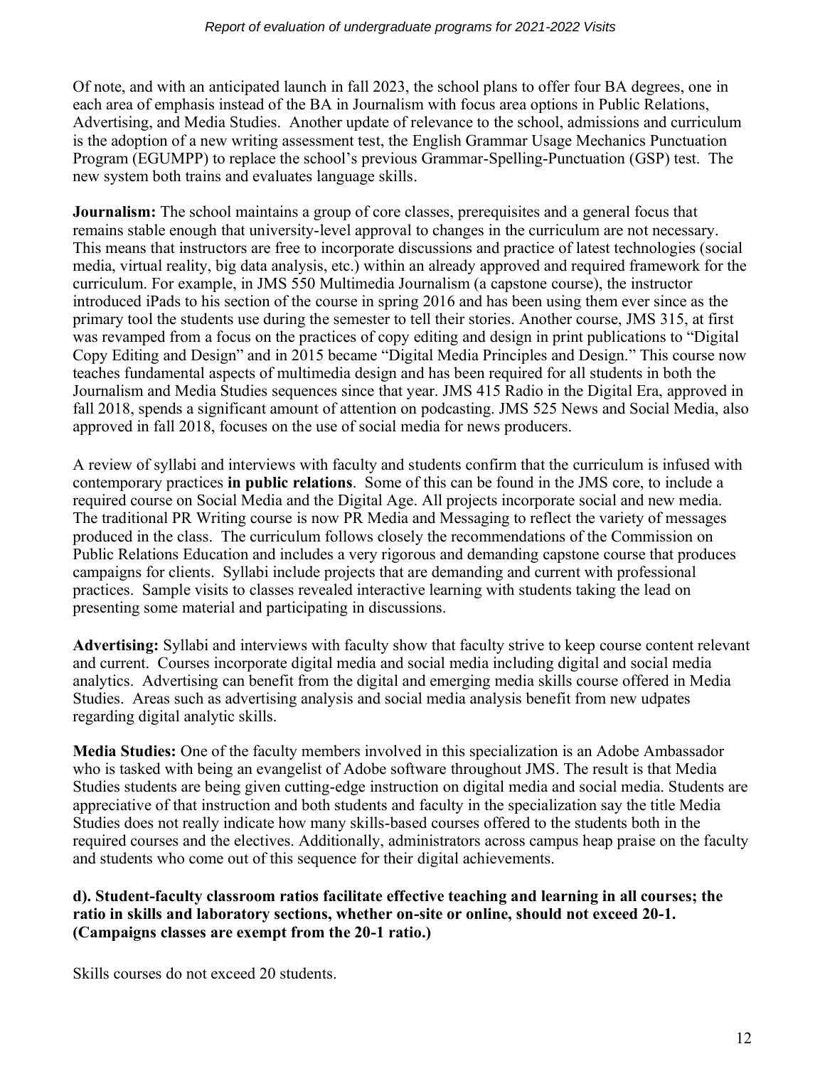Of note, and with an anticipated launch in fall 2023, the school plans to offer four BA degrees, one in each area of emphasis instead of the BA in Journalism with focus area options in Public Relations, Advertising, and Media Studies. Another update of relevance to the school, admissions and curriculum is the adoption of a new writing assessment test, the English Grammar Usage Mechanics Punctuation Program (EGUMPP) to replace the school's previous Grammar-Spelling-Punctuation (GSP) test. The new system both trains and evaluates language skills.

**Journalism:** The school maintains a group of core classes, prerequisites and a general focus that remains stable enough that university-level approval to changes in the curriculum are not necessary. This means that instructors are free to incorporate discussions and practice of latest technologies (social media, virtual reality, big data analysis, etc.) within an already approved and required framework for the curriculum. For example, in JMS 550 Multimedia Journalism (a capstone course), the instructor introduced iPads to his section of the course in spring 2016 and has been using them ever since as the primary tool the students use during the semester to tell their stories. Another course, JMS 315, at first was revamped from a focus on the practices of copy editing and design in print publications to "Digital Copy Editing and Design" and in 2015 became "Digital Media Principles and Design." This course now teaches fundamental aspects of multimedia design and has been required for all students in both the Journalism and Media Studies sequences since that year. JMS 415 Radio in the Digital Era, approved in fall 2018, spends a significant amount of attention on podcasting. JMS 525 News and Social Media, also approved in fall 2018, focuses on the use of social media for news producers.

A review of syllabi and interviews with faculty and students confirm that the curriculum is infused with contemporary practices **in public relations**. Some of this can be found in the JMS core, to include a required course on Social Media and the Digital Age. All projects incorporate social and new media. The traditional PR Writing course is now PR Media and Messaging to reflect the variety of messages produced in the class. The curriculum follows closely the recommendations of the Commission on Public Relations Education and includes a very rigorous and demanding capstone course that produces campaigns for clients. Syllabi include projects that are demanding and current with professional practices. Sample visits to classes revealed interactive learning with students taking the lead on presenting some material and participating in discussions.

**Advertising:** Syllabi and interviews with faculty show that faculty strive to keep course content relevant and current. Courses incorporate digital media and social media including digital and social media analytics. Advertising can benefit from the digital and emerging media skills course offered in Media Studies. Areas such as advertising analysis and social media analysis benefit from new udpates regarding digital analytic skills.

**Media Studies:** One of the faculty members involved in this specialization is an Adobe Ambassador who is tasked with being an evangelist of Adobe software throughout JMS. The result is that Media Studies students are being given cutting-edge instruction on digital media and social media. Students are appreciative of that instruction and both students and faculty in the specialization say the title Media Studies does not really indicate how many skills-based courses offered to the students both in the required courses and the electives. Additionally, administrators across campus heap praise on the faculty and students who come out of this sequence for their digital achievements.

**d). Student-faculty classroom ratios facilitate effective teaching and learning in all courses; the ratio in skills and laboratory sections, whether on-site or online, should not exceed 20-1. (Campaigns classes are exempt from the 20-1 ratio.)**

Skills courses do not exceed 20 students.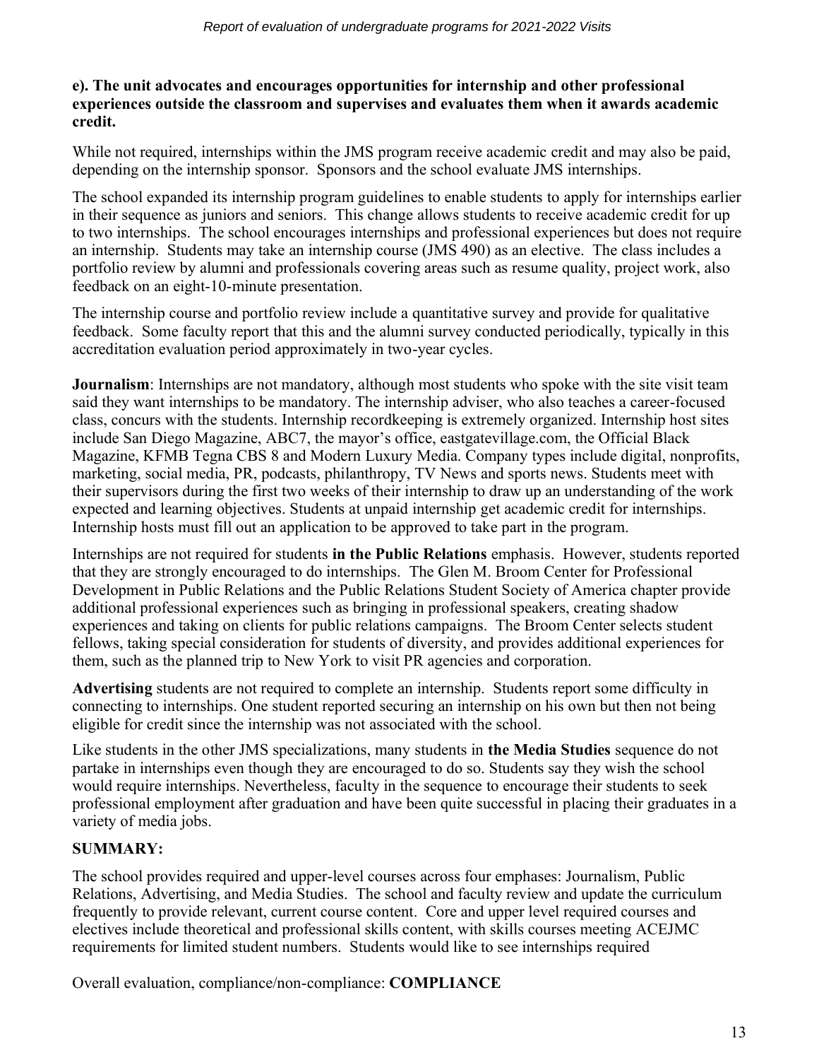**e). The unit advocates and encourages opportunities for internship and other professional experiences outside the classroom and supervises and evaluates them when it awards academic credit.**

While not required, internships within the JMS program receive academic credit and may also be paid, depending on the internship sponsor. Sponsors and the school evaluate JMS internships.

The school expanded its internship program guidelines to enable students to apply for internships earlier in their sequence as juniors and seniors. This change allows students to receive academic credit for up to two internships. The school encourages internships and professional experiences but does not require an internship. Students may take an internship course (JMS 490) as an elective. The class includes a portfolio review by alumni and professionals covering areas such as resume quality, project work, also feedback on an eight-10-minute presentation.

The internship course and portfolio review include a quantitative survey and provide for qualitative feedback. Some faculty report that this and the alumni survey conducted periodically, typically in this accreditation evaluation period approximately in two-year cycles.

**Journalism**: Internships are not mandatory, although most students who spoke with the site visit team said they want internships to be mandatory. The internship adviser, who also teaches a career-focused class, concurs with the students. Internship recordkeeping is extremely organized. Internship host sites include San Diego Magazine, ABC7, the mayor's office, eastgatevillage.com, the Official Black Magazine, KFMB Tegna CBS 8 and Modern Luxury Media. Company types include digital, nonprofits, marketing, social media, PR, podcasts, philanthropy, TV News and sports news. Students meet with their supervisors during the first two weeks of their internship to draw up an understanding of the work expected and learning objectives. Students at unpaid internship get academic credit for internships. Internship hosts must fill out an application to be approved to take part in the program.

Internships are not required for students **in the Public Relations** emphasis. However, students reported that they are strongly encouraged to do internships. The Glen M. Broom Center for Professional Development in Public Relations and the Public Relations Student Society of America chapter provide additional professional experiences such as bringing in professional speakers, creating shadow experiences and taking on clients for public relations campaigns. The Broom Center selects student fellows, taking special consideration for students of diversity, and provides additional experiences for them, such as the planned trip to New York to visit PR agencies and corporation.

**Advertising** students are not required to complete an internship. Students report some difficulty in connecting to internships. One student reported securing an internship on his own but then not being eligible for credit since the internship was not associated with the school.

Like students in the other JMS specializations, many students in **the Media Studies** sequence do not partake in internships even though they are encouraged to do so. Students say they wish the school would require internships. Nevertheless, faculty in the sequence to encourage their students to seek professional employment after graduation and have been quite successful in placing their graduates in a variety of media jobs.

**SUMMARY:**

The school provides required and upper-level courses across four emphases: Journalism, Public Relations, Advertising, and Media Studies. The school and faculty review and update the curriculum frequently to provide relevant, current course content. Core and upper level required courses and electives include theoretical and professional skills content, with skills courses meeting ACEJMC requirements for limited student numbers. Students would like to see internships required

Overall evaluation, compliance/non-compliance: **COMPLIANCE**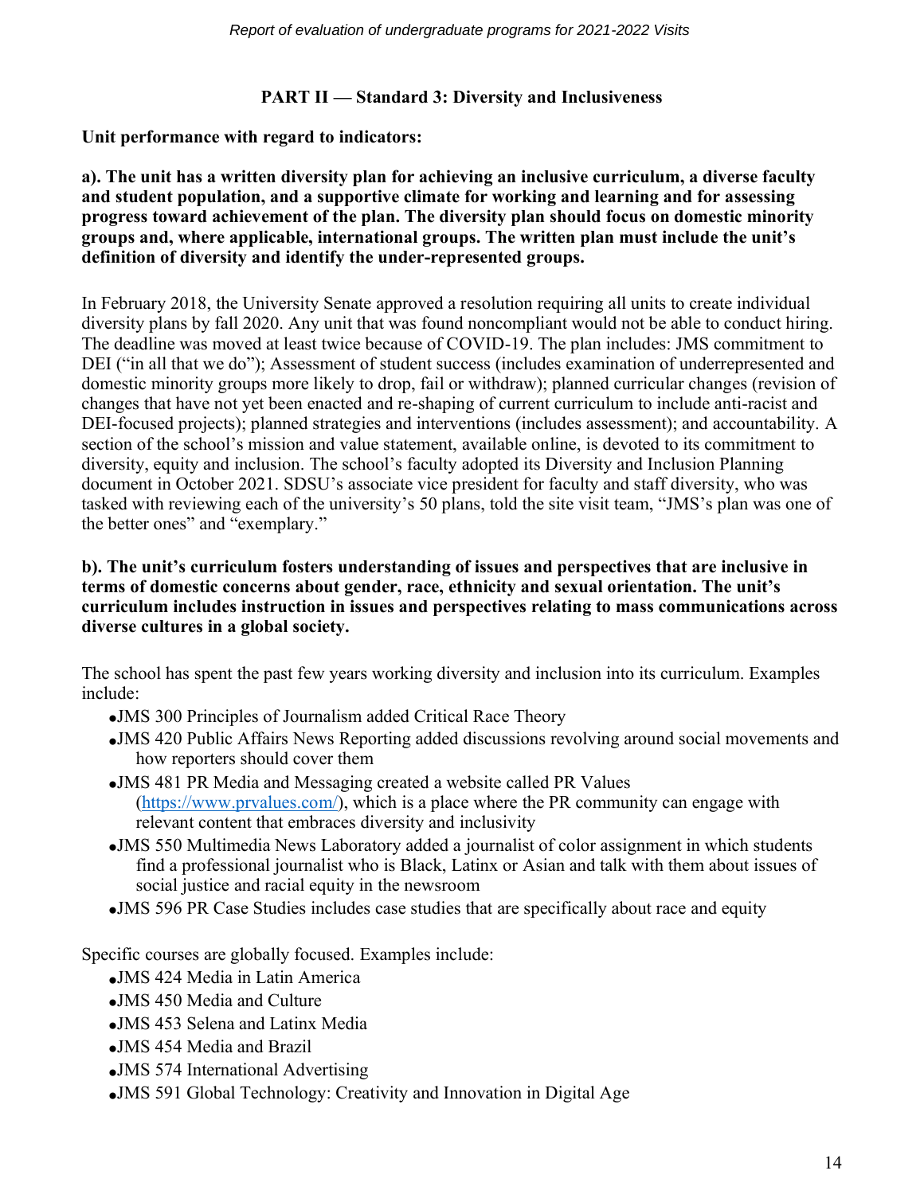## PART II — Standard 3: Diversity and Inclusiveness

**Unit performance with regard to indicators:**

**a). The unit has a written diversity plan for achieving an inclusive curriculum, a diverse faculty and student population, and a supportive climate for working and learning and for assessing progress toward achievement of the plan. The diversity plan should focus on domestic minority groups and, where applicable, international groups. The written plan must include the unit's definition of diversity and identify the under-represented groups.**

In February 2018, the University Senate approved a resolution requiring all units to create individual diversity plans by fall 2020. Any unit that was found noncompliant would not be able to conduct hiring. The deadline was moved at least twice because of COVID-19. The plan includes: JMS commitment to DEI ("in all that we do"); Assessment of student success (includes examination of underrepresented and domestic minority groups more likely to drop, fail or withdraw); planned curricular changes (revision of changes that have not yet been enacted and re-shaping of current curriculum to include anti-racist and DEI-focused projects); planned strategies and interventions (includes assessment); and accountability. A section of the school's mission and value statement, available online, is devoted to its commitment to diversity, equity and inclusion. The school's faculty adopted its Diversity and Inclusion Planning document in October 2021. SDSU's associate vice president for faculty and staff diversity, who was tasked with reviewing each of the university's 50 plans, told the site visit team, "JMS's plan was one of the better ones" and "exemplary."

**b). The unit's curriculum fosters understanding of issues and perspectives that are inclusive in terms of domestic concerns about gender, race, ethnicity and sexual orientation. The unit's curriculum includes instruction in issues and perspectives relating to mass communications across diverse cultures in a global society.**

The school has spent the past few years working diversity and inclusion into its curriculum. Examples include:

- JMS 300 Principles of Journalism added Critical Race Theory
- JMS 420 Public Affairs News Reporting added discussions revolving around social movements and how reporters should cover them
- JMS 481 PR Media and Messaging created a website called PR Values (https://www.prvalues.com/), which is a place where the PR community can engage with relevant content that embraces diversity and inclusivity
- JMS 550 Multimedia News Laboratory added a journalist of color assignment in which students find a professional journalist who is Black, Latinx or Asian and talk with them about issues of social justice and racial equity in the newsroom
- JMS 596 PR Case Studies includes case studies that are specifically about race and equity

Specific courses are globally focused. Examples include:

- JMS 424 Media in Latin America
- JMS 450 Media and Culture
- JMS 453 Selena and Latinx Media
- JMS 454 Media and Brazil
- JMS 574 International Advertising
- JMS 591 Global Technology: Creativity and Innovation in Digital Age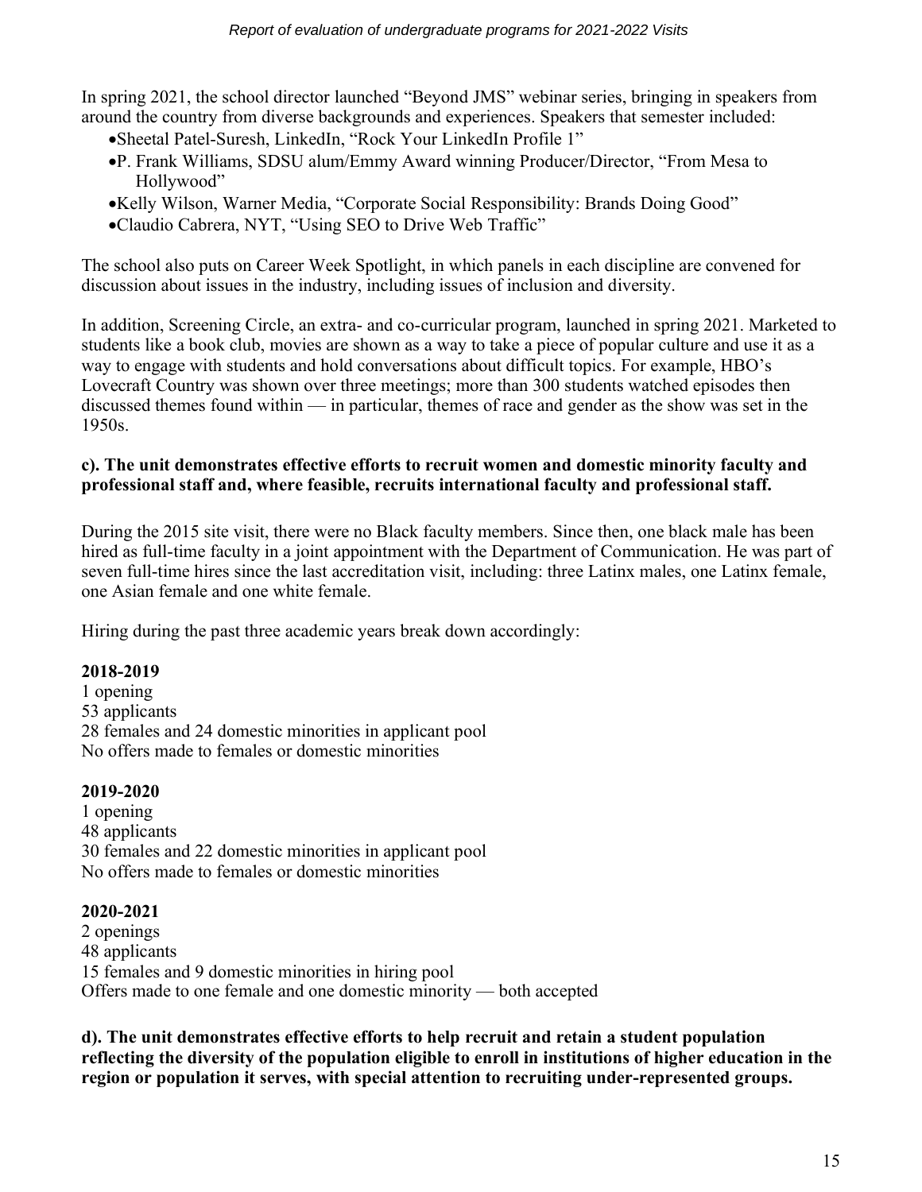In spring 2021, the school director launched "Beyond JMS" webinar series, bringing in speakers from around the country from diverse backgrounds and experiences. Speakers that semester included:

- Sheetal Patel-Suresh, LinkedIn, "Rock Your LinkedIn Profile 1"
- P. Frank Williams, SDSU alum/Emmy Award winning Producer/Director, "From Mesa to Hollywood"
- Kelly Wilson, Warner Media, "Corporate Social Responsibility: Brands Doing Good"
- Claudio Cabrera, NYT, "Using SEO to Drive Web Traffic"

The school also puts on Career Week Spotlight, in which panels in each discipline are convened for discussion about issues in the industry, including issues of inclusion and diversity.

In addition, Screening Circle, an extra- and co-curricular program, launched in spring 2021. Marketed to students like a book club, movies are shown as a way to take a piece of popular culture and use it as a way to engage with students and hold conversations about difficult topics. For example, HBO's Lovecraft Country was shown over three meetings; more than 300 students watched episodes then discussed themes found within — in particular, themes of race and gender as the show was set in the 1950s.

**c). The unit demonstrates effective efforts to recruit women and domestic minority faculty and professional staff and, where feasible, recruits international faculty and professional staff.**

During the 2015 site visit, there were no Black faculty members. Since then, one black male has been hired as full-time faculty in a joint appointment with the Department of Communication. He was part of seven full-time hires since the last accreditation visit, including: three Latinx males, one Latinx female, one Asian female and one white female.

Hiring during the past three academic years break down accordingly:

**2018-2019**
1 opening
53 applicants
28 females and 24 domestic minorities in applicant pool
No offers made to females or domestic minorities

**2019-2020**
1 opening
48 applicants
30 females and 22 domestic minorities in applicant pool
No offers made to females or domestic minorities

**2020-2021**
2 openings
48 applicants
15 females and 9 domestic minorities in hiring pool
Offers made to one female and one domestic minority — both accepted

**d). The unit demonstrates effective efforts to help recruit and retain a student population reflecting the diversity of the population eligible to enroll in institutions of higher education in the region or population it serves, with special attention to recruiting under-represented groups.**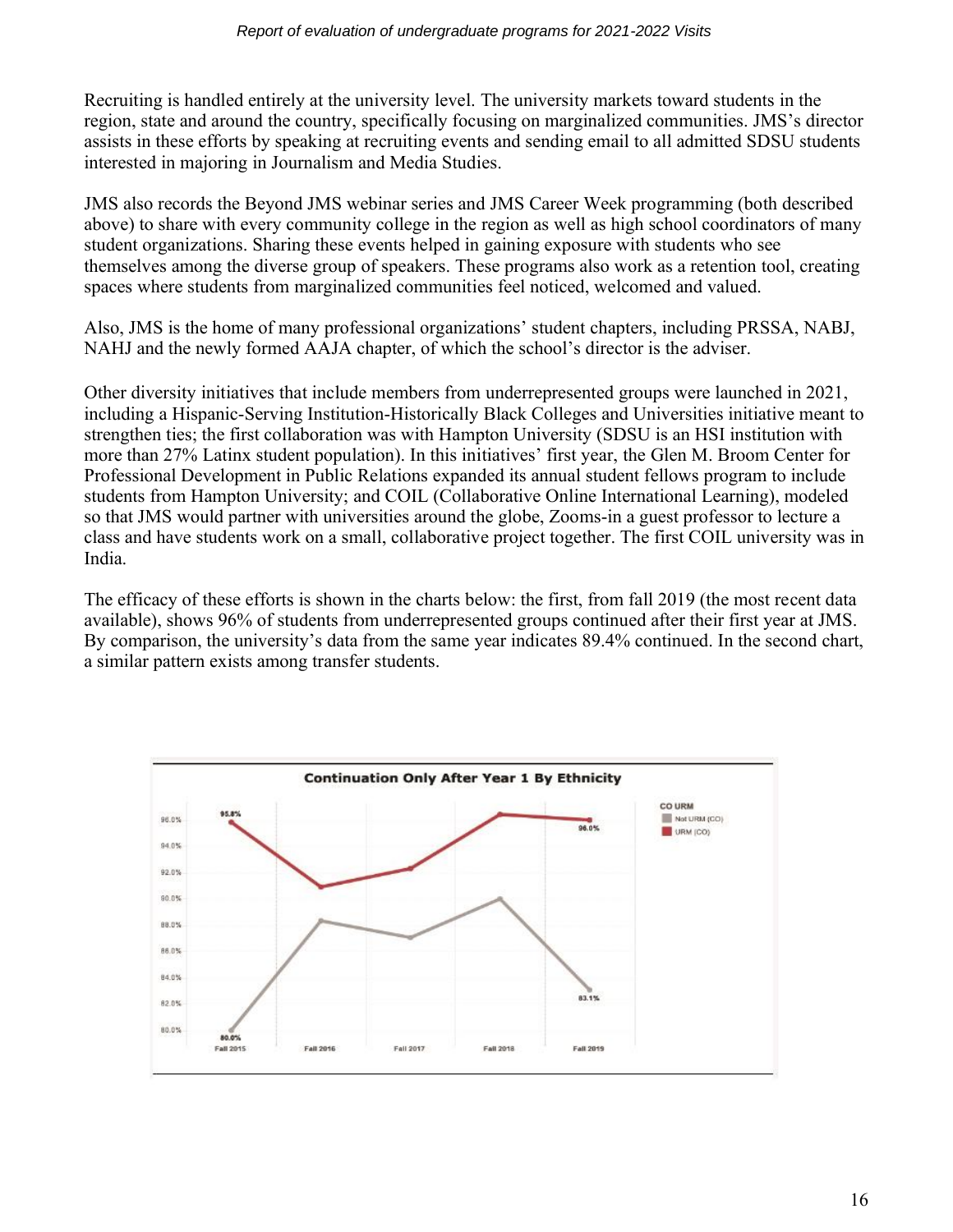Recruiting is handled entirely at the university level. The university markets toward students in the region, state and around the country, specifically focusing on marginalized communities. JMS's director assists in these efforts by speaking at recruiting events and sending email to all admitted SDSU students interested in majoring in Journalism and Media Studies.

JMS also records the Beyond JMS webinar series and JMS Career Week programming (both described above) to share with every community college in the region as well as high school coordinators of many student organizations. Sharing these events helped in gaining exposure with students who see themselves among the diverse group of speakers. These programs also work as a retention tool, creating spaces where students from marginalized communities feel noticed, welcomed and valued.

Also, JMS is the home of many professional organizations' student chapters, including PRSSA, NABJ, NAHJ and the newly formed AAJA chapter, of which the school's director is the adviser.

Other diversity initiatives that include members from underrepresented groups were launched in 2021, including a Hispanic-Serving Institution-Historically Black Colleges and Universities initiative meant to strengthen ties; the first collaboration was with Hampton University (SDSU is an HSI institution with more than 27% Latinx student population). In this initiatives' first year, the Glen M. Broom Center for Professional Development in Public Relations expanded its annual student fellows program to include students from Hampton University; and COIL (Collaborative Online International Learning), modeled so that JMS would partner with universities around the globe, Zooms-in a guest professor to lecture a class and have students work on a small, collaborative project together. The first COIL university was in India.

The efficacy of these efforts is shown in the charts below: the first, from fall 2019 (the most recent data available), shows 96% of students from underrepresented groups continued after their first year at JMS. By comparison, the university's data from the same year indicates 89.4% continued. In the second chart, a similar pattern exists among transfer students.

**Continuation Only After Year 1 By Ethnicity**

CO URM: Not URM (CO), URM (CO)

| | Fall 2015 | Fall 2019 |
|---|---|---|
| URM (CO) | 95.8% | 96.0% |
| Not URM (CO) | 80.0% | 83.1% |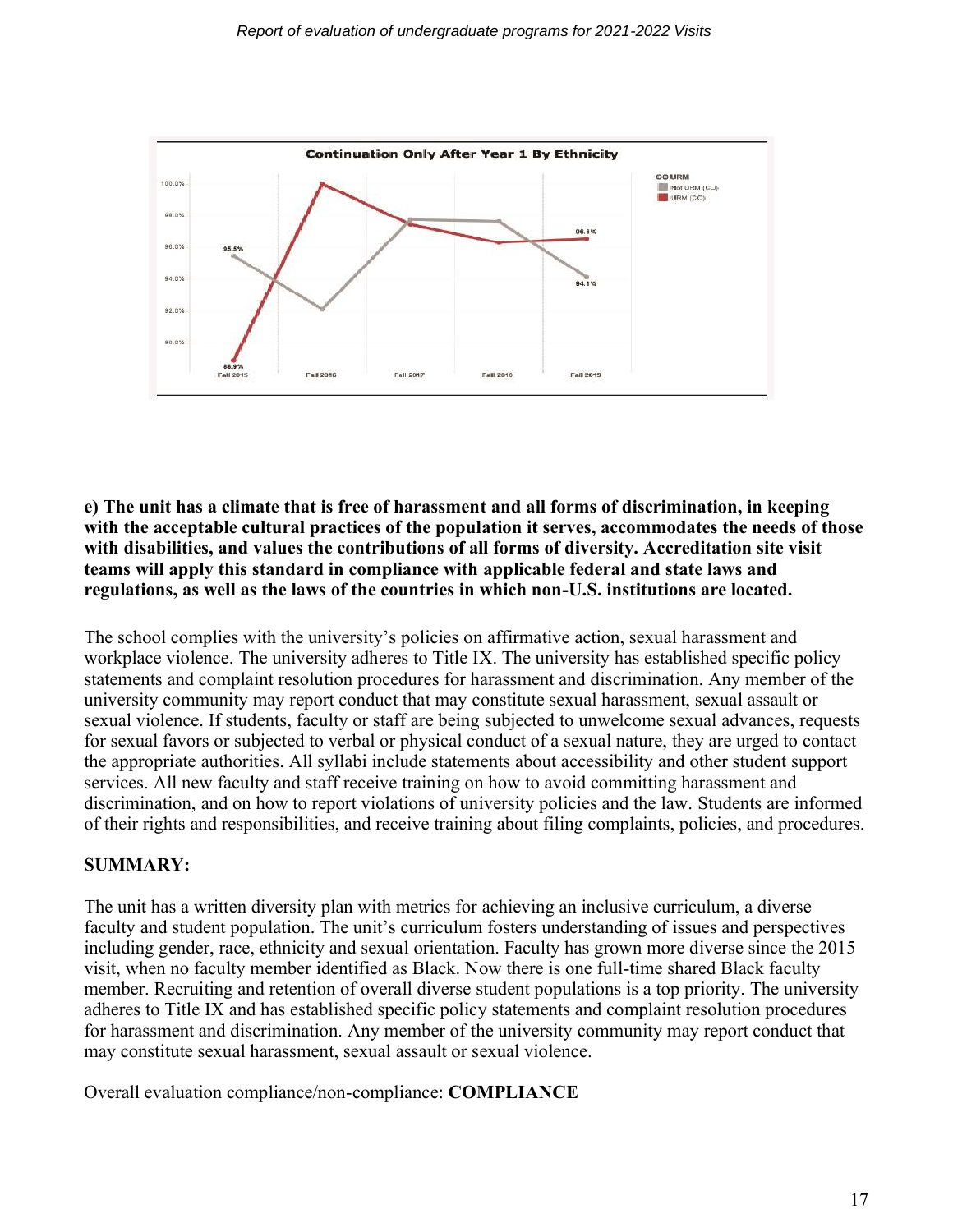**e) The unit has a climate that is free of harassment and all forms of discrimination, in keeping with the acceptable cultural practices of the population it serves, accommodates the needs of those with disabilities, and values the contributions of all forms of diversity. Accreditation site visit teams will apply this standard in compliance with applicable federal and state laws and regulations, as well as the laws of the countries in which non-U.S. institutions are located.**

The school complies with the university's policies on affirmative action, sexual harassment and workplace violence. The university adheres to Title IX. The university has established specific policy statements and complaint resolution procedures for harassment and discrimination. Any member of the university community may report conduct that may constitute sexual harassment, sexual assault or sexual violence. If students, faculty or staff are being subjected to unwelcome sexual advances, requests for sexual favors or subjected to verbal or physical conduct of a sexual nature, they are urged to contact the appropriate authorities. All syllabi include statements about accessibility and other student support services. All new faculty and staff receive training on how to avoid committing harassment and discrimination, and on how to report violations of university policies and the law. Students are informed of their rights and responsibilities, and receive training about filing complaints, policies, and procedures.

## SUMMARY:

The unit has a written diversity plan with metrics for achieving an inclusive curriculum, a diverse faculty and student population. The unit's curriculum fosters understanding of issues and perspectives including gender, race, ethnicity and sexual orientation. Faculty has grown more diverse since the 2015 visit, when no faculty member identified as Black. Now there is one full-time shared Black faculty member. Recruiting and retention of overall diverse student populations is a top priority. The university adheres to Title IX and has established specific policy statements and complaint resolution procedures for harassment and discrimination. Any member of the university community may report conduct that may constitute sexual harassment, sexual assault or sexual violence.

Overall evaluation compliance/non-compliance: **COMPLIANCE**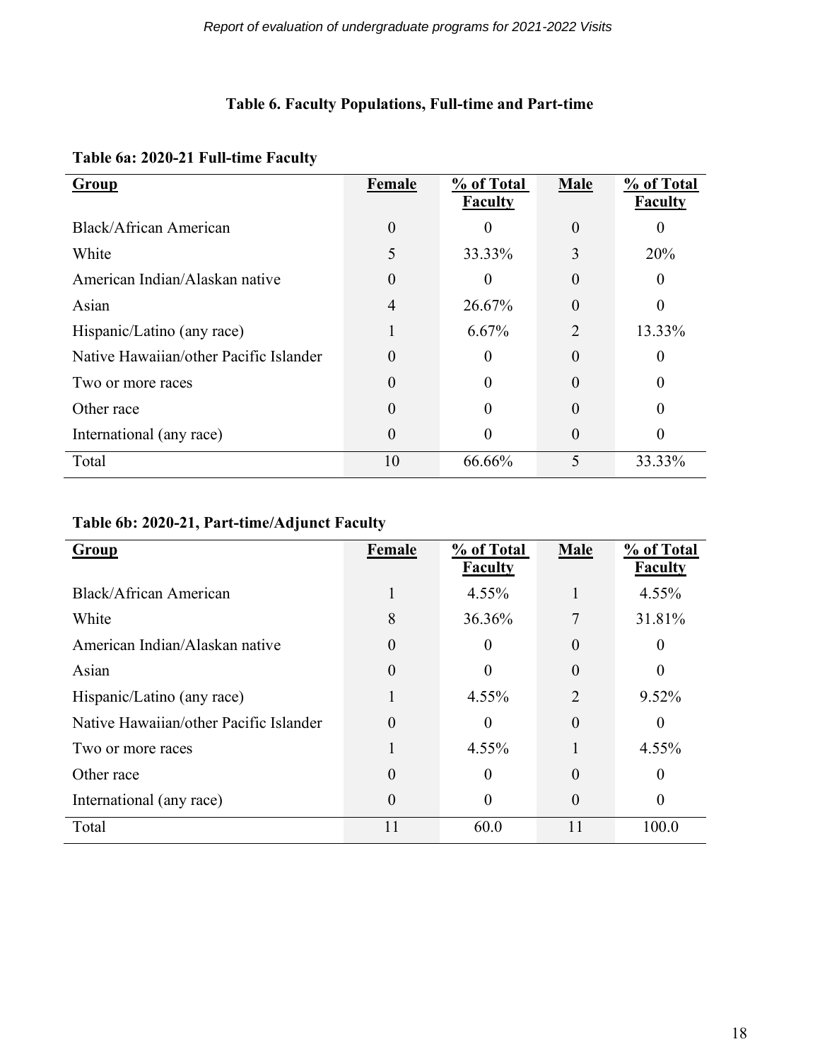## Table 6. Faculty Populations, Full-time and Part-time

**Table 6a: 2020-21 Full-time Faculty**

| Group | Female | % of Total Faculty | Male | % of Total Faculty |
|---|---|---|---|---|
| Black/African American | 0 | 0 | 0 | 0 |
| White | 5 | 33.33% | 3 | 20% |
| American Indian/Alaskan native | 0 | 0 | 0 | 0 |
| Asian | 4 | 26.67% | 0 | 0 |
| Hispanic/Latino (any race) | 1 | 6.67% | 2 | 13.33% |
| Native Hawaiian/other Pacific Islander | 0 | 0 | 0 | 0 |
| Two or more races | 0 | 0 | 0 | 0 |
| Other race | 0 | 0 | 0 | 0 |
| International (any race) | 0 | 0 | 0 | 0 |
| Total | 10 | 66.66% | 5 | 33.33% |

**Table 6b: 2020-21, Part-time/Adjunct Faculty**

| Group | Female | % of Total Faculty | Male | % of Total Faculty |
|---|---|---|---|---|
| Black/African American | 1 | 4.55% | 1 | 4.55% |
| White | 8 | 36.36% | 7 | 31.81% |
| American Indian/Alaskan native | 0 | 0 | 0 | 0 |
| Asian | 0 | 0 | 0 | 0 |
| Hispanic/Latino (any race) | 1 | 4.55% | 2 | 9.52% |
| Native Hawaiian/other Pacific Islander | 0 | 0 | 0 | 0 |
| Two or more races | 1 | 4.55% | 1 | 4.55% |
| Other race | 0 | 0 | 0 | 0 |
| International (any race) | 0 | 0 | 0 | 0 |
| Total | 11 | 60.0 | 11 | 100.0 |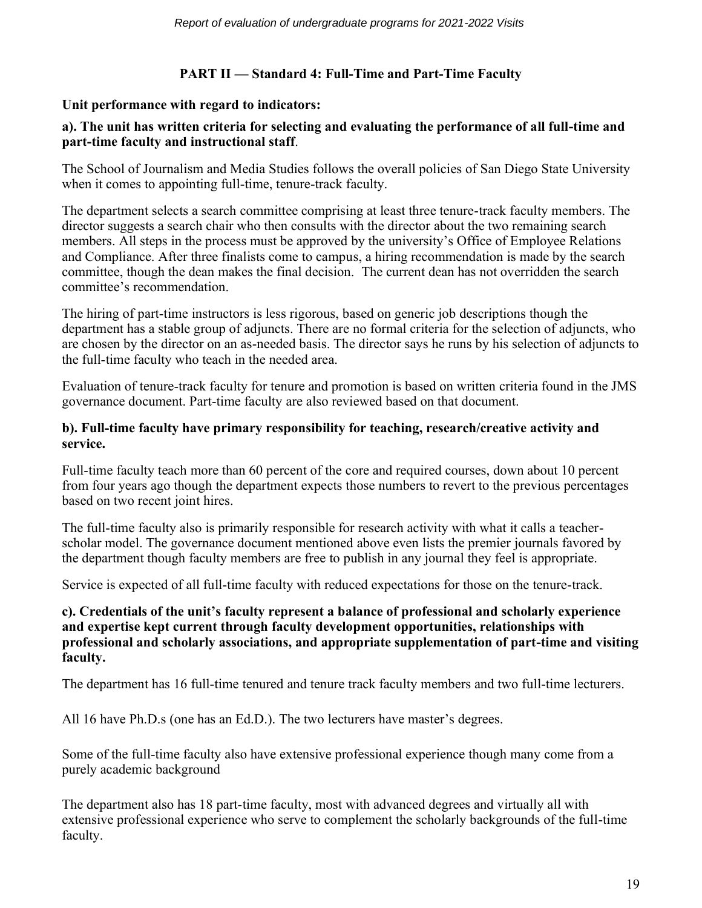## PART II — Standard 4: Full-Time and Part-Time Faculty

**Unit performance with regard to indicators:**

**a). The unit has written criteria for selecting and evaluating the performance of all full-time and part-time faculty and instructional staff**.

The School of Journalism and Media Studies follows the overall policies of San Diego State University when it comes to appointing full-time, tenure-track faculty.

The department selects a search committee comprising at least three tenure-track faculty members. The director suggests a search chair who then consults with the director about the two remaining search members. All steps in the process must be approved by the university's Office of Employee Relations and Compliance. After three finalists come to campus, a hiring recommendation is made by the search committee, though the dean makes the final decision. The current dean has not overridden the search committee's recommendation.

The hiring of part-time instructors is less rigorous, based on generic job descriptions though the department has a stable group of adjuncts. There are no formal criteria for the selection of adjuncts, who are chosen by the director on an as-needed basis. The director says he runs by his selection of adjuncts to the full-time faculty who teach in the needed area.

Evaluation of tenure-track faculty for tenure and promotion is based on written criteria found in the JMS governance document. Part-time faculty are also reviewed based on that document.

**b). Full-time faculty have primary responsibility for teaching, research/creative activity and service.**

Full-time faculty teach more than 60 percent of the core and required courses, down about 10 percent from four years ago though the department expects those numbers to revert to the previous percentages based on two recent joint hires.

The full-time faculty also is primarily responsible for research activity with what it calls a teacher-scholar model. The governance document mentioned above even lists the premier journals favored by the department though faculty members are free to publish in any journal they feel is appropriate.

Service is expected of all full-time faculty with reduced expectations for those on the tenure-track.

**c). Credentials of the unit's faculty represent a balance of professional and scholarly experience and expertise kept current through faculty development opportunities, relationships with professional and scholarly associations, and appropriate supplementation of part-time and visiting faculty.**

The department has 16 full-time tenured and tenure track faculty members and two full-time lecturers.

All 16 have Ph.D.s (one has an Ed.D.). The two lecturers have master's degrees.

Some of the full-time faculty also have extensive professional experience though many come from a purely academic background

The department also has 18 part-time faculty, most with advanced degrees and virtually all with extensive professional experience who serve to complement the scholarly backgrounds of the full-time faculty.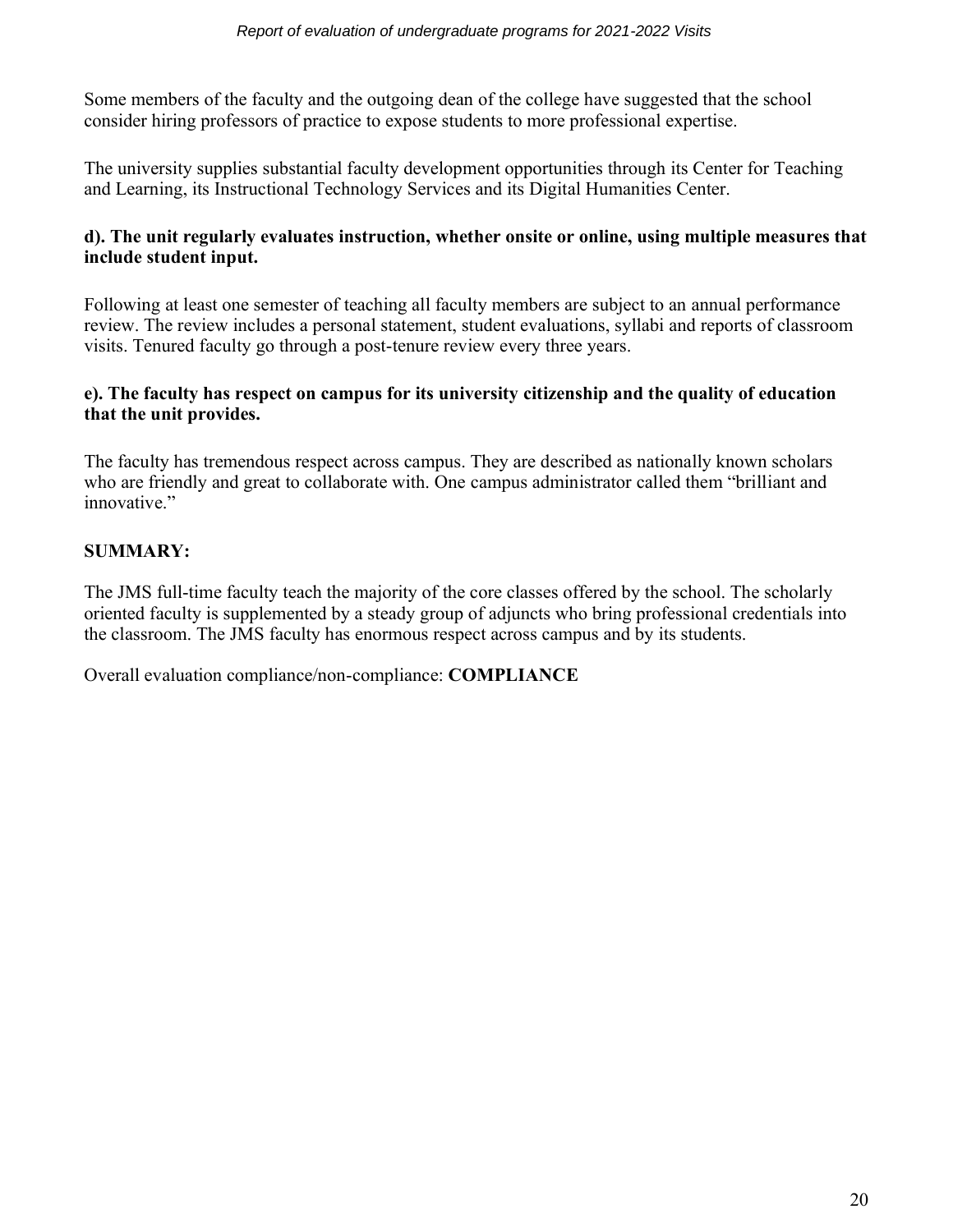Some members of the faculty and the outgoing dean of the college have suggested that the school consider hiring professors of practice to expose students to more professional expertise.

The university supplies substantial faculty development opportunities through its Center for Teaching and Learning, its Instructional Technology Services and its Digital Humanities Center.

**d). The unit regularly evaluates instruction, whether onsite or online, using multiple measures that include student input.**

Following at least one semester of teaching all faculty members are subject to an annual performance review. The review includes a personal statement, student evaluations, syllabi and reports of classroom visits. Tenured faculty go through a post-tenure review every three years.

**e). The faculty has respect on campus for its university citizenship and the quality of education that the unit provides.**

The faculty has tremendous respect across campus. They are described as nationally known scholars who are friendly and great to collaborate with. One campus administrator called them "brilliant and innovative."

**SUMMARY:**

The JMS full-time faculty teach the majority of the core classes offered by the school. The scholarly oriented faculty is supplemented by a steady group of adjuncts who bring professional credentials into the classroom. The JMS faculty has enormous respect across campus and by its students.

Overall evaluation compliance/non-compliance: **COMPLIANCE**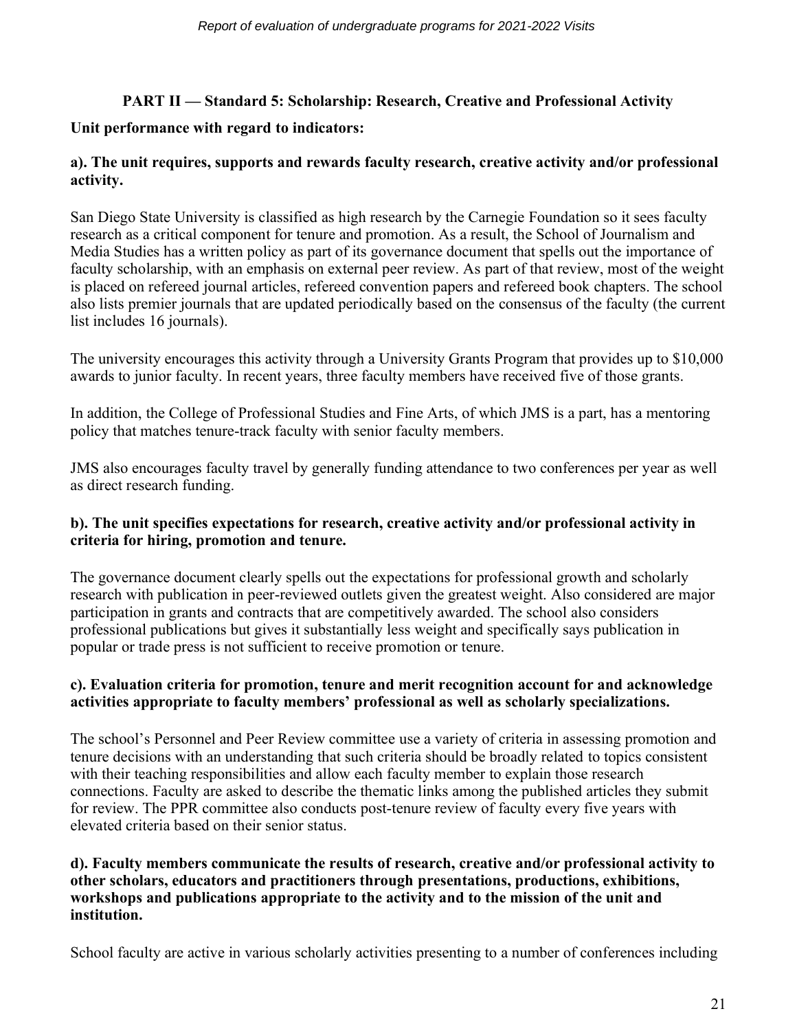## PART II — Standard 5: Scholarship: Research, Creative and Professional Activity

**Unit performance with regard to indicators:**

**a). The unit requires, supports and rewards faculty research, creative activity and/or professional activity.**

San Diego State University is classified as high research by the Carnegie Foundation so it sees faculty research as a critical component for tenure and promotion. As a result, the School of Journalism and Media Studies has a written policy as part of its governance document that spells out the importance of faculty scholarship, with an emphasis on external peer review. As part of that review, most of the weight is placed on refereed journal articles, refereed convention papers and refereed book chapters. The school also lists premier journals that are updated periodically based on the consensus of the faculty (the current list includes 16 journals).

The university encourages this activity through a University Grants Program that provides up to $10,000 awards to junior faculty. In recent years, three faculty members have received five of those grants.

In addition, the College of Professional Studies and Fine Arts, of which JMS is a part, has a mentoring policy that matches tenure-track faculty with senior faculty members.

JMS also encourages faculty travel by generally funding attendance to two conferences per year as well as direct research funding.

**b). The unit specifies expectations for research, creative activity and/or professional activity in criteria for hiring, promotion and tenure.**

The governance document clearly spells out the expectations for professional growth and scholarly research with publication in peer-reviewed outlets given the greatest weight. Also considered are major participation in grants and contracts that are competitively awarded. The school also considers professional publications but gives it substantially less weight and specifically says publication in popular or trade press is not sufficient to receive promotion or tenure.

**c). Evaluation criteria for promotion, tenure and merit recognition account for and acknowledge activities appropriate to faculty members' professional as well as scholarly specializations.**

The school's Personnel and Peer Review committee use a variety of criteria in assessing promotion and tenure decisions with an understanding that such criteria should be broadly related to topics consistent with their teaching responsibilities and allow each faculty member to explain those research connections. Faculty are asked to describe the thematic links among the published articles they submit for review. The PPR committee also conducts post-tenure review of faculty every five years with elevated criteria based on their senior status.

**d). Faculty members communicate the results of research, creative and/or professional activity to other scholars, educators and practitioners through presentations, productions, exhibitions, workshops and publications appropriate to the activity and to the mission of the unit and institution.**

School faculty are active in various scholarly activities presenting to a number of conferences including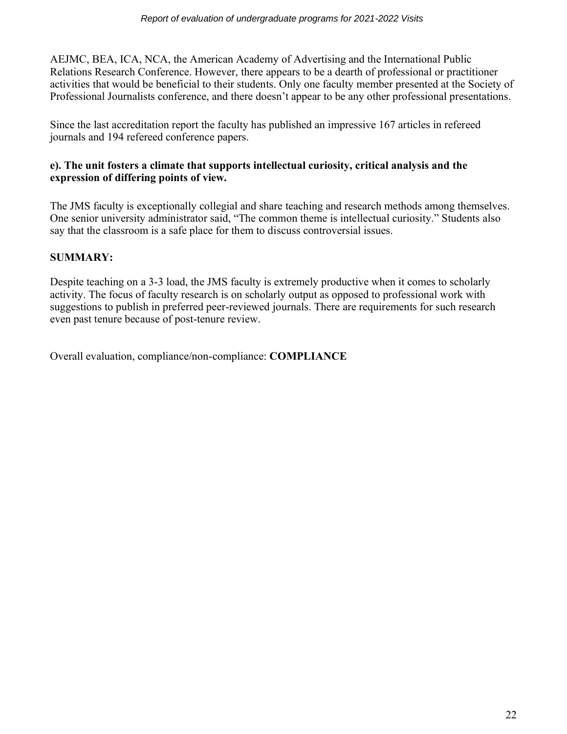AEJMC, BEA, ICA, NCA, the American Academy of Advertising and the International Public Relations Research Conference. However, there appears to be a dearth of professional or practitioner activities that would be beneficial to their students. Only one faculty member presented at the Society of Professional Journalists conference, and there doesn't appear to be any other professional presentations.

Since the last accreditation report the faculty has published an impressive 167 articles in refereed journals and 194 refereed conference papers.

**e). The unit fosters a climate that supports intellectual curiosity, critical analysis and the expression of differing points of view.**

The JMS faculty is exceptionally collegial and share teaching and research methods among themselves. One senior university administrator said, "The common theme is intellectual curiosity." Students also say that the classroom is a safe place for them to discuss controversial issues.

**SUMMARY:**

Despite teaching on a 3-3 load, the JMS faculty is extremely productive when it comes to scholarly activity. The focus of faculty research is on scholarly output as opposed to professional work with suggestions to publish in preferred peer-reviewed journals. There are requirements for such research even past tenure because of post-tenure review.

Overall evaluation, compliance/non-compliance: **COMPLIANCE**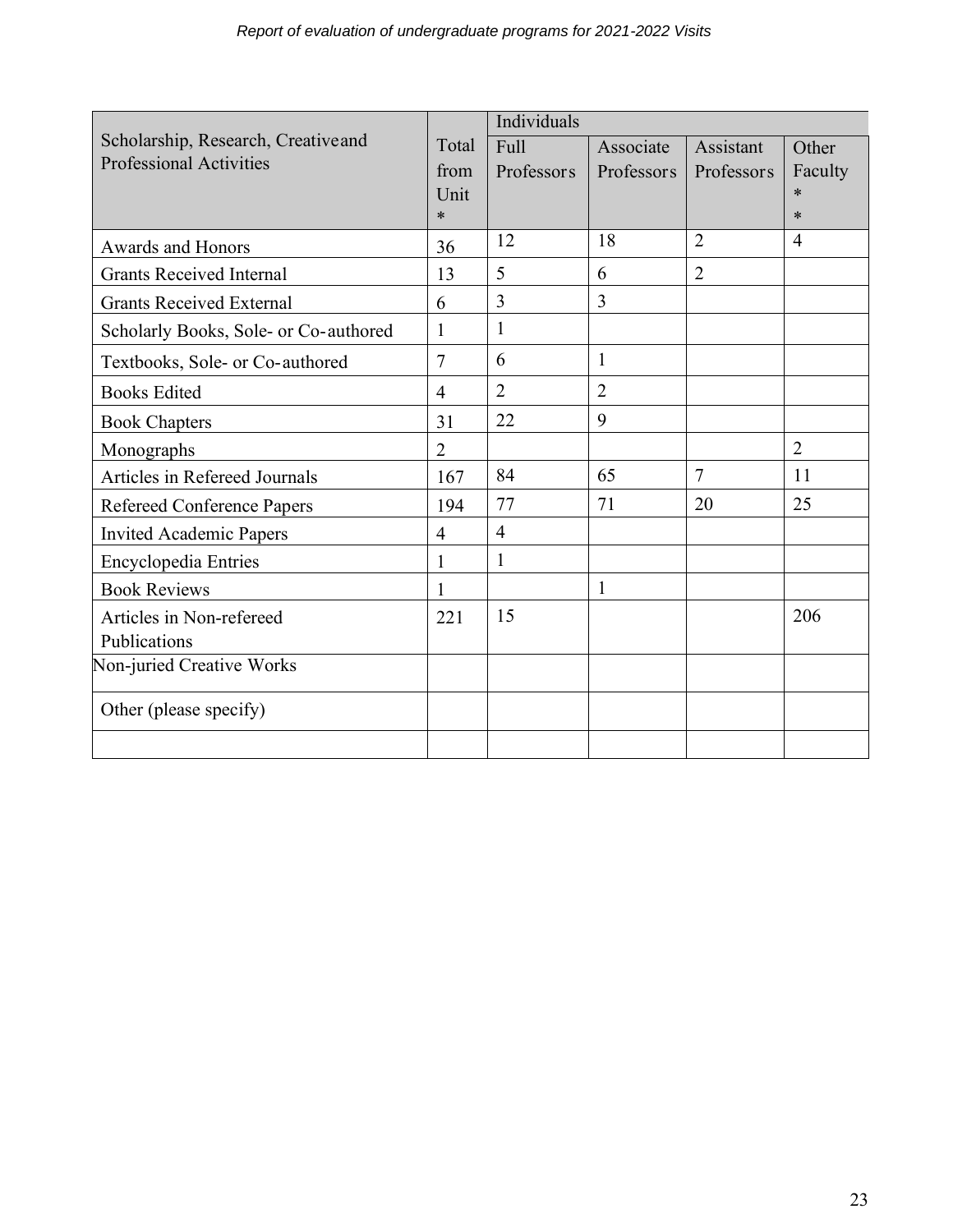| Scholarship, Research, Creative and Professional Activities | Total from Unit * | Individuals | | | |
|---|---|---|---|---|---|
| | | Full Professors | Associate Professors | Assistant Professors | Other Faculty ** |
| Awards and Honors | 36 | 12 | 18 | 2 | 4 |
| Grants Received Internal | 13 | 5 | 6 | 2 | |
| Grants Received External | 6 | 3 | 3 | | |
| Scholarly Books, Sole- or Co-authored | 1 | 1 | | | |
| Textbooks, Sole- or Co-authored | 7 | 6 | 1 | | |
| Books Edited | 4 | 2 | 2 | | |
| Book Chapters | 31 | 22 | 9 | | |
| Monographs | 2 | | | | 2 |
| Articles in Refereed Journals | 167 | 84 | 65 | 7 | 11 |
| Refereed Conference Papers | 194 | 77 | 71 | 20 | 25 |
| Invited Academic Papers | 4 | 4 | | | |
| Encyclopedia Entries | 1 | 1 | | | |
| Book Reviews | 1 | | 1 | | |
| Articles in Non-refereed Publications | 221 | 15 | | | 206 |
| Non-juried Creative Works | | | | | |
| Other (please specify) | | | | | |
| | | | | | |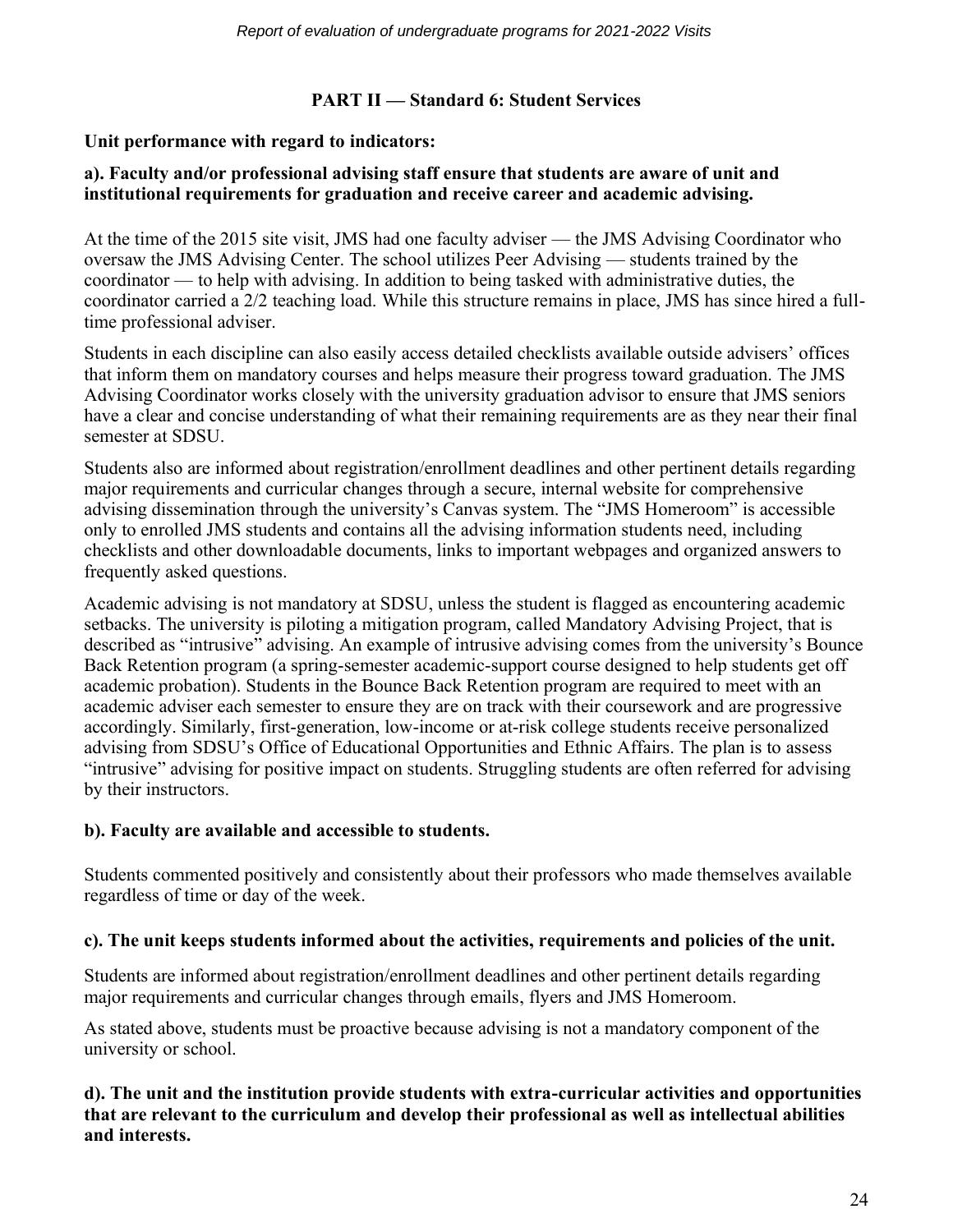## PART II — Standard 6: Student Services

**Unit performance with regard to indicators:**

**a). Faculty and/or professional advising staff ensure that students are aware of unit and institutional requirements for graduation and receive career and academic advising.**

At the time of the 2015 site visit, JMS had one faculty adviser — the JMS Advising Coordinator who oversaw the JMS Advising Center. The school utilizes Peer Advising — students trained by the coordinator — to help with advising. In addition to being tasked with administrative duties, the coordinator carried a 2/2 teaching load. While this structure remains in place, JMS has since hired a full-time professional adviser.

Students in each discipline can also easily access detailed checklists available outside advisers' offices that inform them on mandatory courses and helps measure their progress toward graduation. The JMS Advising Coordinator works closely with the university graduation advisor to ensure that JMS seniors have a clear and concise understanding of what their remaining requirements are as they near their final semester at SDSU.

Students also are informed about registration/enrollment deadlines and other pertinent details regarding major requirements and curricular changes through a secure, internal website for comprehensive advising dissemination through the university's Canvas system. The "JMS Homeroom" is accessible only to enrolled JMS students and contains all the advising information students need, including checklists and other downloadable documents, links to important webpages and organized answers to frequently asked questions.

Academic advising is not mandatory at SDSU, unless the student is flagged as encountering academic setbacks. The university is piloting a mitigation program, called Mandatory Advising Project, that is described as "intrusive" advising. An example of intrusive advising comes from the university's Bounce Back Retention program (a spring-semester academic-support course designed to help students get off academic probation). Students in the Bounce Back Retention program are required to meet with an academic adviser each semester to ensure they are on track with their coursework and are progressive accordingly. Similarly, first-generation, low-income or at-risk college students receive personalized advising from SDSU's Office of Educational Opportunities and Ethnic Affairs. The plan is to assess "intrusive" advising for positive impact on students. Struggling students are often referred for advising by their instructors.

**b). Faculty are available and accessible to students.**

Students commented positively and consistently about their professors who made themselves available regardless of time or day of the week.

**c). The unit keeps students informed about the activities, requirements and policies of the unit.**

Students are informed about registration/enrollment deadlines and other pertinent details regarding major requirements and curricular changes through emails, flyers and JMS Homeroom.

As stated above, students must be proactive because advising is not a mandatory component of the university or school.

**d). The unit and the institution provide students with extra-curricular activities and opportunities that are relevant to the curriculum and develop their professional as well as intellectual abilities and interests.**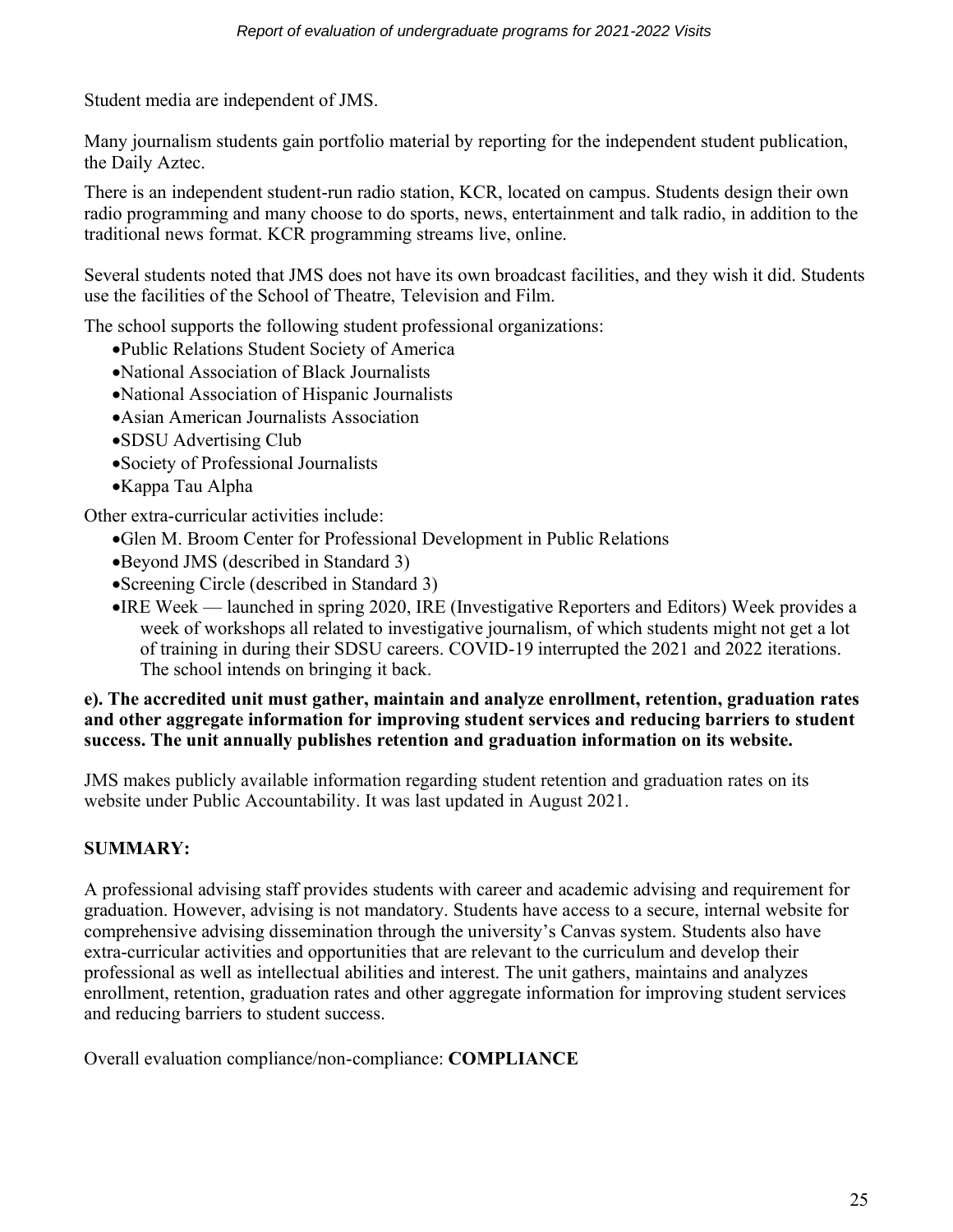Student media are independent of JMS.

Many journalism students gain portfolio material by reporting for the independent student publication, the Daily Aztec.

There is an independent student-run radio station, KCR, located on campus. Students design their own radio programming and many choose to do sports, news, entertainment and talk radio, in addition to the traditional news format. KCR programming streams live, online.

Several students noted that JMS does not have its own broadcast facilities, and they wish it did. Students use the facilities of the School of Theatre, Television and Film.

The school supports the following student professional organizations:

- Public Relations Student Society of America
- National Association of Black Journalists
- National Association of Hispanic Journalists
- Asian American Journalists Association
- SDSU Advertising Club
- Society of Professional Journalists
- Kappa Tau Alpha

Other extra-curricular activities include:

- Glen M. Broom Center for Professional Development in Public Relations
- Beyond JMS (described in Standard 3)
- Screening Circle (described in Standard 3)
- IRE Week — launched in spring 2020, IRE (Investigative Reporters and Editors) Week provides a week of workshops all related to investigative journalism, of which students might not get a lot of training in during their SDSU careers. COVID-19 interrupted the 2021 and 2022 iterations. The school intends on bringing it back.

**e). The accredited unit must gather, maintain and analyze enrollment, retention, graduation rates and other aggregate information for improving student services and reducing barriers to student success. The unit annually publishes retention and graduation information on its website.**

JMS makes publicly available information regarding student retention and graduation rates on its website under Public Accountability. It was last updated in August 2021.

**SUMMARY:**

A professional advising staff provides students with career and academic advising and requirement for graduation. However, advising is not mandatory. Students have access to a secure, internal website for comprehensive advising dissemination through the university's Canvas system. Students also have extra-curricular activities and opportunities that are relevant to the curriculum and develop their professional as well as intellectual abilities and interest. The unit gathers, maintains and analyzes enrollment, retention, graduation rates and other aggregate information for improving student services and reducing barriers to student success.

Overall evaluation compliance/non-compliance: **COMPLIANCE**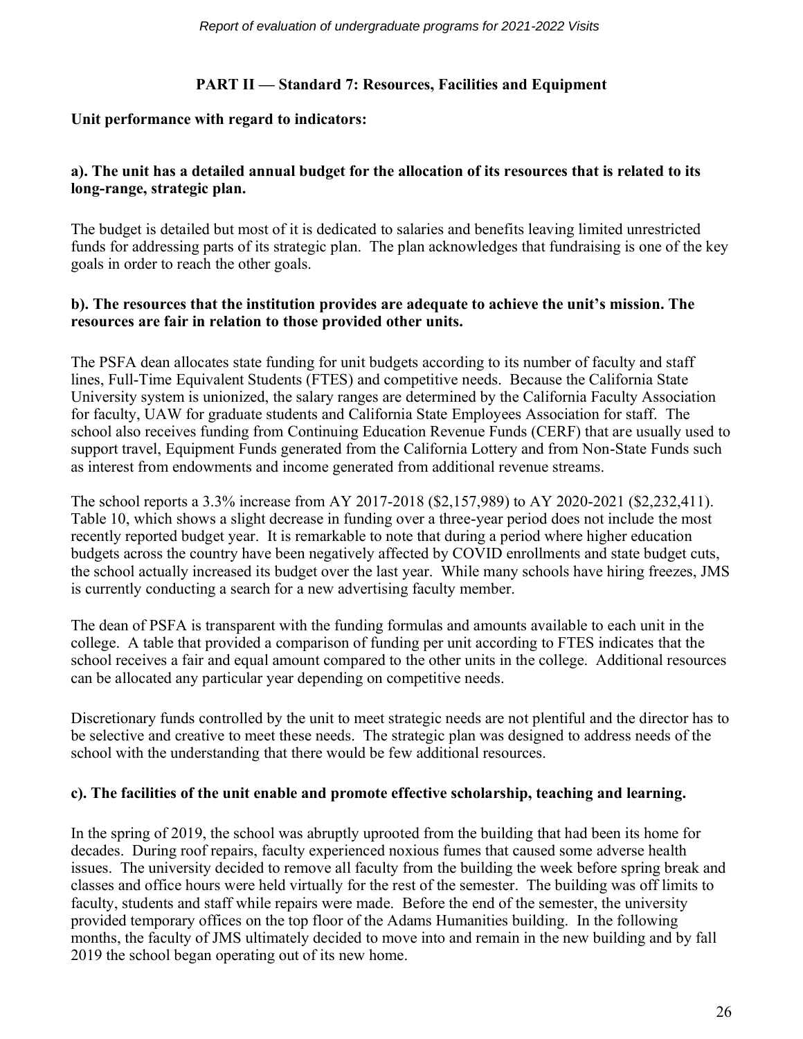## PART II — Standard 7: Resources, Facilities and Equipment

**Unit performance with regard to indicators:**

**a). The unit has a detailed annual budget for the allocation of its resources that is related to its long-range, strategic plan.**

The budget is detailed but most of it is dedicated to salaries and benefits leaving limited unrestricted funds for addressing parts of its strategic plan. The plan acknowledges that fundraising is one of the key goals in order to reach the other goals.

**b). The resources that the institution provides are adequate to achieve the unit's mission. The resources are fair in relation to those provided other units.**

The PSFA dean allocates state funding for unit budgets according to its number of faculty and staff lines, Full-Time Equivalent Students (FTES) and competitive needs. Because the California State University system is unionized, the salary ranges are determined by the California Faculty Association for faculty, UAW for graduate students and California State Employees Association for staff. The school also receives funding from Continuing Education Revenue Funds (CERF) that are usually used to support travel, Equipment Funds generated from the California Lottery and from Non-State Funds such as interest from endowments and income generated from additional revenue streams.

The school reports a 3.3% increase from AY 2017-2018 ($2,157,989) to AY 2020-2021 ($2,232,411). Table 10, which shows a slight decrease in funding over a three-year period does not include the most recently reported budget year. It is remarkable to note that during a period where higher education budgets across the country have been negatively affected by COVID enrollments and state budget cuts, the school actually increased its budget over the last year. While many schools have hiring freezes, JMS is currently conducting a search for a new advertising faculty member.

The dean of PSFA is transparent with the funding formulas and amounts available to each unit in the college. A table that provided a comparison of funding per unit according to FTES indicates that the school receives a fair and equal amount compared to the other units in the college. Additional resources can be allocated any particular year depending on competitive needs.

Discretionary funds controlled by the unit to meet strategic needs are not plentiful and the director has to be selective and creative to meet these needs. The strategic plan was designed to address needs of the school with the understanding that there would be few additional resources.

**c). The facilities of the unit enable and promote effective scholarship, teaching and learning.**

In the spring of 2019, the school was abruptly uprooted from the building that had been its home for decades. During roof repairs, faculty experienced noxious fumes that caused some adverse health issues. The university decided to remove all faculty from the building the week before spring break and classes and office hours were held virtually for the rest of the semester. The building was off limits to faculty, students and staff while repairs were made. Before the end of the semester, the university provided temporary offices on the top floor of the Adams Humanities building. In the following months, the faculty of JMS ultimately decided to move into and remain in the new building and by fall 2019 the school began operating out of its new home.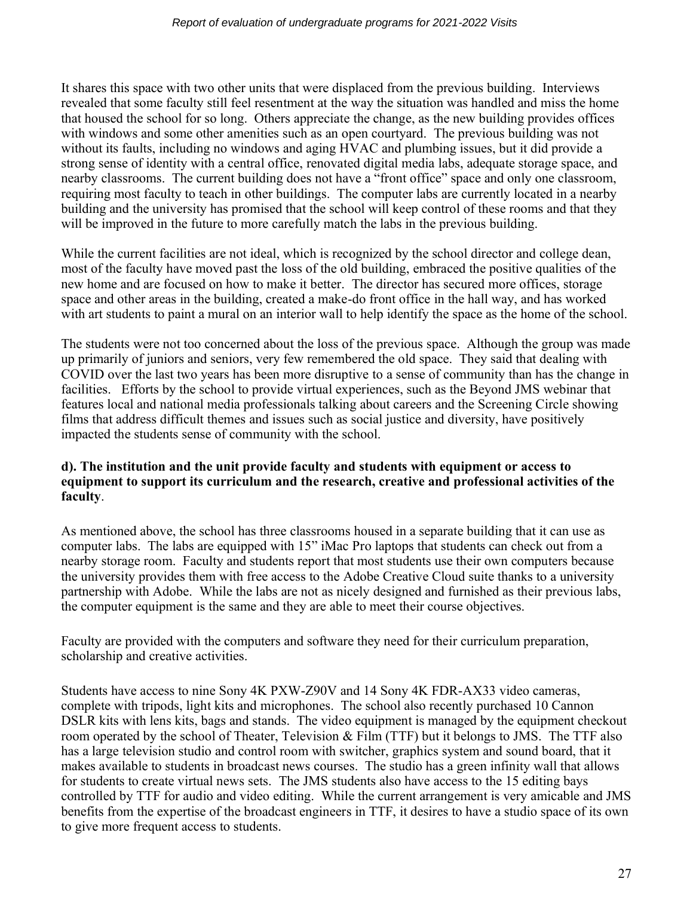It shares this space with two other units that were displaced from the previous building. Interviews revealed that some faculty still feel resentment at the way the situation was handled and miss the home that housed the school for so long. Others appreciate the change, as the new building provides offices with windows and some other amenities such as an open courtyard. The previous building was not without its faults, including no windows and aging HVAC and plumbing issues, but it did provide a strong sense of identity with a central office, renovated digital media labs, adequate storage space, and nearby classrooms. The current building does not have a "front office" space and only one classroom, requiring most faculty to teach in other buildings. The computer labs are currently located in a nearby building and the university has promised that the school will keep control of these rooms and that they will be improved in the future to more carefully match the labs in the previous building.

While the current facilities are not ideal, which is recognized by the school director and college dean, most of the faculty have moved past the loss of the old building, embraced the positive qualities of the new home and are focused on how to make it better. The director has secured more offices, storage space and other areas in the building, created a make-do front office in the hall way, and has worked with art students to paint a mural on an interior wall to help identify the space as the home of the school.

The students were not too concerned about the loss of the previous space. Although the group was made up primarily of juniors and seniors, very few remembered the old space. They said that dealing with COVID over the last two years has been more disruptive to a sense of community than has the change in facilities. Efforts by the school to provide virtual experiences, such as the Beyond JMS webinar that features local and national media professionals talking about careers and the Screening Circle showing films that address difficult themes and issues such as social justice and diversity, have positively impacted the students sense of community with the school.

**d). The institution and the unit provide faculty and students with equipment or access to equipment to support its curriculum and the research, creative and professional activities of the faculty**.

As mentioned above, the school has three classrooms housed in a separate building that it can use as computer labs. The labs are equipped with 15" iMac Pro laptops that students can check out from a nearby storage room. Faculty and students report that most students use their own computers because the university provides them with free access to the Adobe Creative Cloud suite thanks to a university partnership with Adobe. While the labs are not as nicely designed and furnished as their previous labs, the computer equipment is the same and they are able to meet their course objectives.

Faculty are provided with the computers and software they need for their curriculum preparation, scholarship and creative activities.

Students have access to nine Sony 4K PXW-Z90V and 14 Sony 4K FDR-AX33 video cameras, complete with tripods, light kits and microphones. The school also recently purchased 10 Cannon DSLR kits with lens kits, bags and stands. The video equipment is managed by the equipment checkout room operated by the school of Theater, Television & Film (TTF) but it belongs to JMS. The TTF also has a large television studio and control room with switcher, graphics system and sound board, that it makes available to students in broadcast news courses. The studio has a green infinity wall that allows for students to create virtual news sets. The JMS students also have access to the 15 editing bays controlled by TTF for audio and video editing. While the current arrangement is very amicable and JMS benefits from the expertise of the broadcast engineers in TTF, it desires to have a studio space of its own to give more frequent access to students.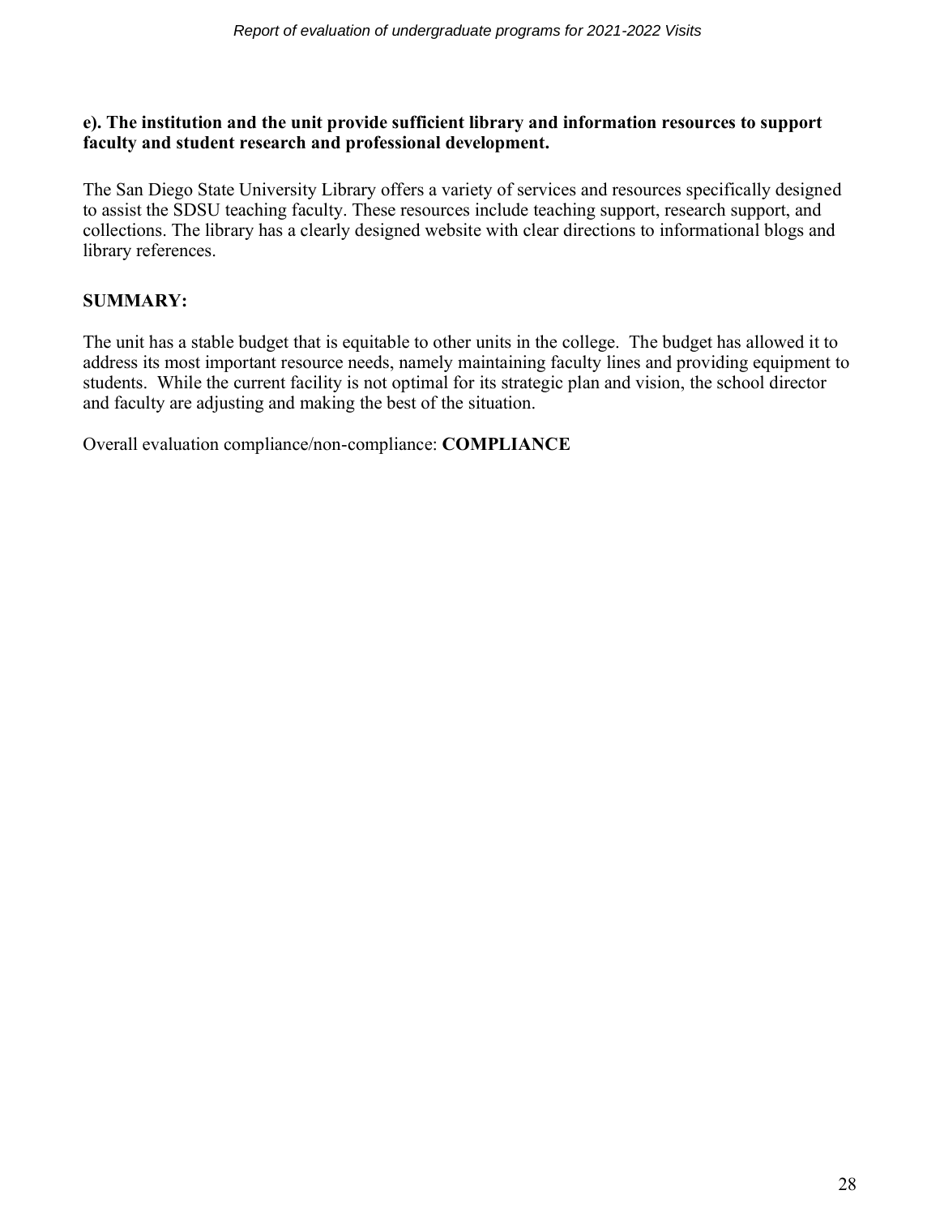**e). The institution and the unit provide sufficient library and information resources to support faculty and student research and professional development.**

The San Diego State University Library offers a variety of services and resources specifically designed to assist the SDSU teaching faculty. These resources include teaching support, research support, and collections. The library has a clearly designed website with clear directions to informational blogs and library references.

**SUMMARY:**

The unit has a stable budget that is equitable to other units in the college. The budget has allowed it to address its most important resource needs, namely maintaining faculty lines and providing equipment to students. While the current facility is not optimal for its strategic plan and vision, the school director and faculty are adjusting and making the best of the situation.

Overall evaluation compliance/non-compliance: **COMPLIANCE**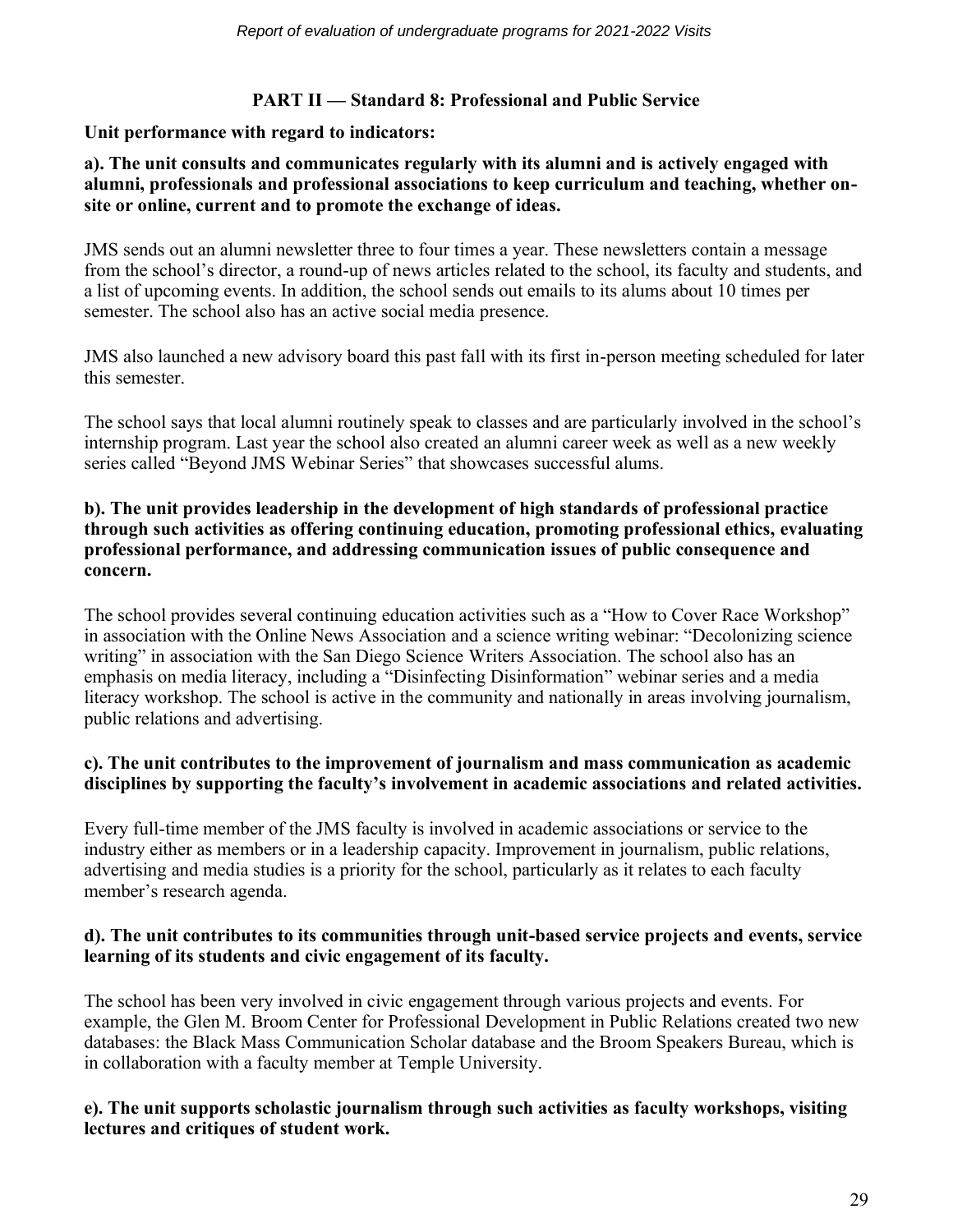## PART II — Standard 8: Professional and Public Service

**Unit performance with regard to indicators:**

**a). The unit consults and communicates regularly with its alumni and is actively engaged with alumni, professionals and professional associations to keep curriculum and teaching, whether on-site or online, current and to promote the exchange of ideas.**

JMS sends out an alumni newsletter three to four times a year. These newsletters contain a message from the school's director, a round-up of news articles related to the school, its faculty and students, and a list of upcoming events. In addition, the school sends out emails to its alums about 10 times per semester. The school also has an active social media presence.

JMS also launched a new advisory board this past fall with its first in-person meeting scheduled for later this semester.

The school says that local alumni routinely speak to classes and are particularly involved in the school's internship program. Last year the school also created an alumni career week as well as a new weekly series called "Beyond JMS Webinar Series" that showcases successful alums.

**b). The unit provides leadership in the development of high standards of professional practice through such activities as offering continuing education, promoting professional ethics, evaluating professional performance, and addressing communication issues of public consequence and concern.**

The school provides several continuing education activities such as a "How to Cover Race Workshop" in association with the Online News Association and a science writing webinar: "Decolonizing science writing" in association with the San Diego Science Writers Association. The school also has an emphasis on media literacy, including a "Disinfecting Disinformation" webinar series and a media literacy workshop. The school is active in the community and nationally in areas involving journalism, public relations and advertising.

**c). The unit contributes to the improvement of journalism and mass communication as academic disciplines by supporting the faculty's involvement in academic associations and related activities.**

Every full-time member of the JMS faculty is involved in academic associations or service to the industry either as members or in a leadership capacity. Improvement in journalism, public relations, advertising and media studies is a priority for the school, particularly as it relates to each faculty member's research agenda.

**d). The unit contributes to its communities through unit-based service projects and events, service learning of its students and civic engagement of its faculty.**

The school has been very involved in civic engagement through various projects and events. For example, the Glen M. Broom Center for Professional Development in Public Relations created two new databases: the Black Mass Communication Scholar database and the Broom Speakers Bureau, which is in collaboration with a faculty member at Temple University.

**e). The unit supports scholastic journalism through such activities as faculty workshops, visiting lectures and critiques of student work.**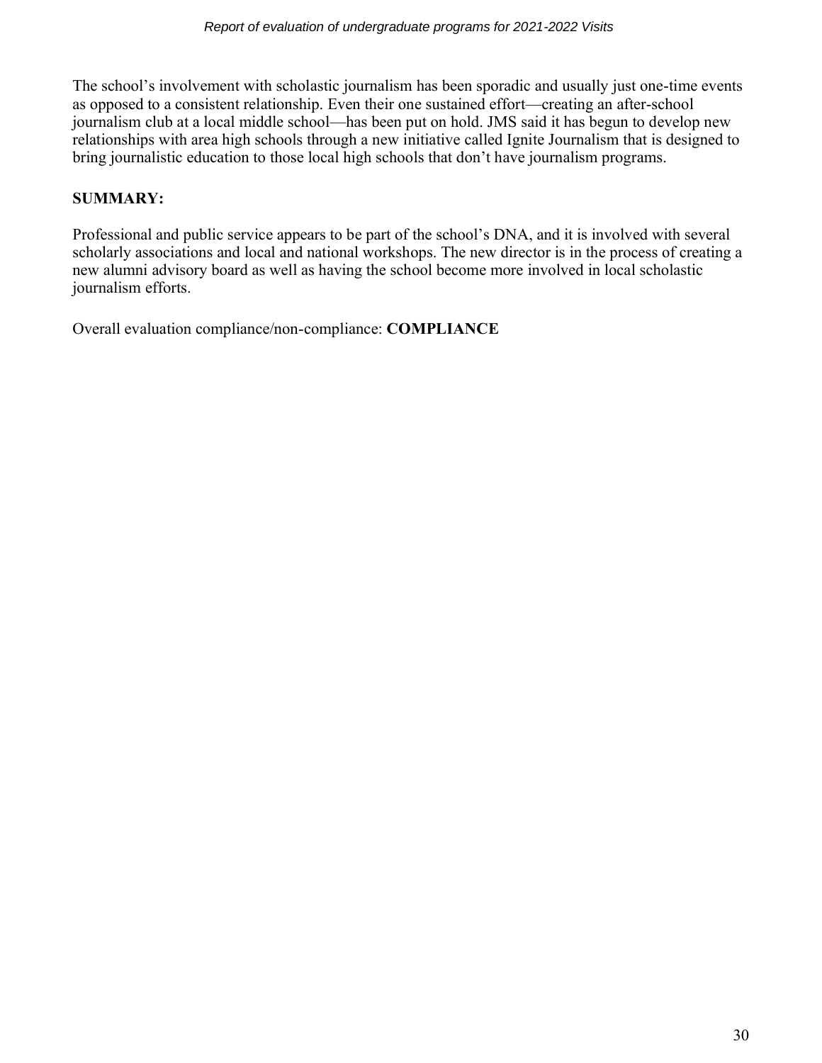The school's involvement with scholastic journalism has been sporadic and usually just one-time events as opposed to a consistent relationship. Even their one sustained effort—creating an after-school journalism club at a local middle school—has been put on hold. JMS said it has begun to develop new relationships with area high schools through a new initiative called Ignite Journalism that is designed to bring journalistic education to those local high schools that don't have journalism programs.

**SUMMARY:**

Professional and public service appears to be part of the school's DNA, and it is involved with several scholarly associations and local and national workshops. The new director is in the process of creating a new alumni advisory board as well as having the school become more involved in local scholastic journalism efforts.

Overall evaluation compliance/non-compliance: **COMPLIANCE**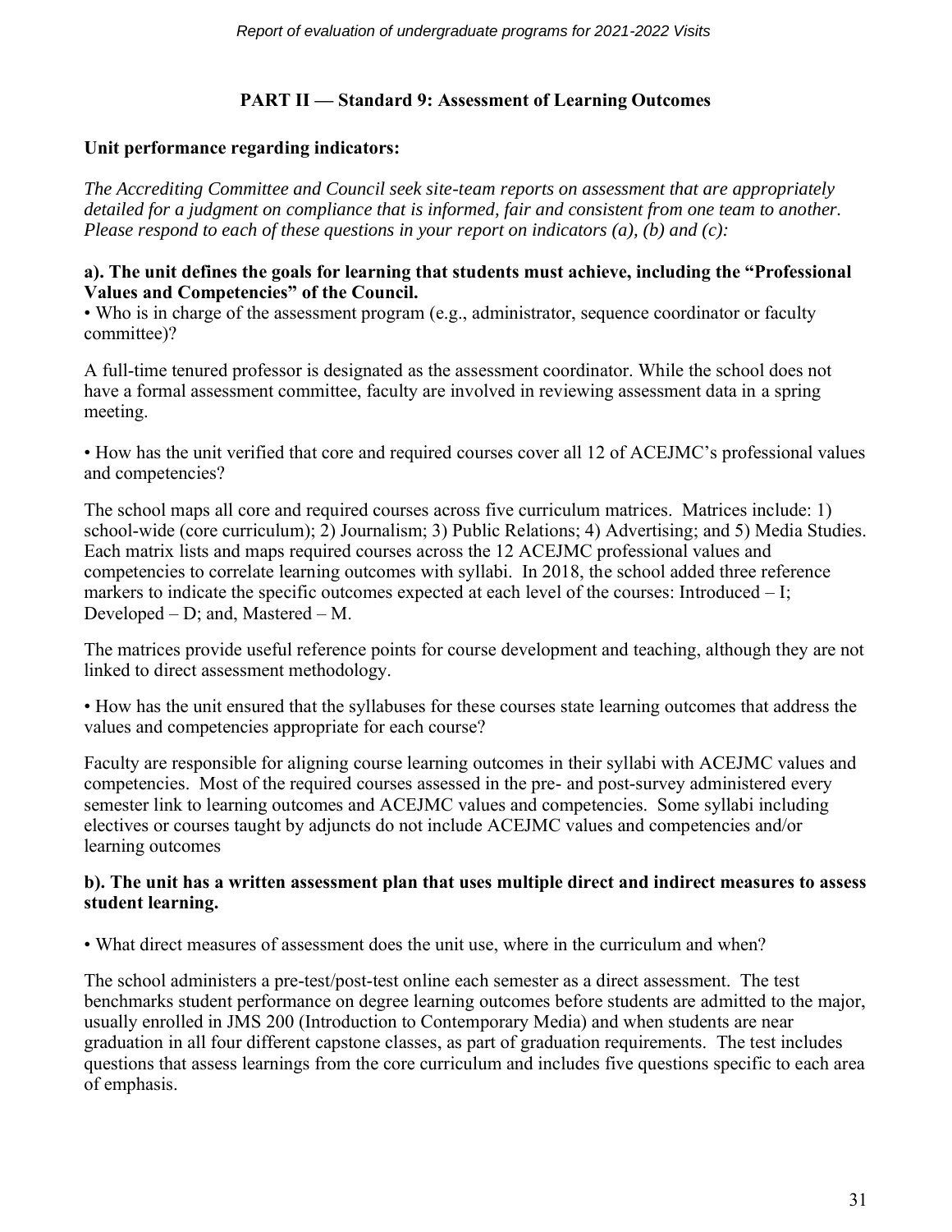## PART II — Standard 9: Assessment of Learning Outcomes

**Unit performance regarding indicators:**

*The Accrediting Committee and Council seek site-team reports on assessment that are appropriately detailed for a judgment on compliance that is informed, fair and consistent from one team to another. Please respond to each of these questions in your report on indicators (a), (b) and (c):*

**a). The unit defines the goals for learning that students must achieve, including the "Professional Values and Competencies" of the Council.**

• Who is in charge of the assessment program (e.g., administrator, sequence coordinator or faculty committee)?

A full-time tenured professor is designated as the assessment coordinator. While the school does not have a formal assessment committee, faculty are involved in reviewing assessment data in a spring meeting.

• How has the unit verified that core and required courses cover all 12 of ACEJMC's professional values and competencies?

The school maps all core and required courses across five curriculum matrices. Matrices include: 1) school-wide (core curriculum); 2) Journalism; 3) Public Relations; 4) Advertising; and 5) Media Studies. Each matrix lists and maps required courses across the 12 ACEJMC professional values and competencies to correlate learning outcomes with syllabi. In 2018, the school added three reference markers to indicate the specific outcomes expected at each level of the courses: Introduced – I; Developed – D; and, Mastered – M.

The matrices provide useful reference points for course development and teaching, although they are not linked to direct assessment methodology.

• How has the unit ensured that the syllabuses for these courses state learning outcomes that address the values and competencies appropriate for each course?

Faculty are responsible for aligning course learning outcomes in their syllabi with ACEJMC values and competencies. Most of the required courses assessed in the pre- and post-survey administered every semester link to learning outcomes and ACEJMC values and competencies. Some syllabi including electives or courses taught by adjuncts do not include ACEJMC values and competencies and/or learning outcomes

**b). The unit has a written assessment plan that uses multiple direct and indirect measures to assess student learning.**

• What direct measures of assessment does the unit use, where in the curriculum and when?

The school administers a pre-test/post-test online each semester as a direct assessment. The test benchmarks student performance on degree learning outcomes before students are admitted to the major, usually enrolled in JMS 200 (Introduction to Contemporary Media) and when students are near graduation in all four different capstone classes, as part of graduation requirements. The test includes questions that assess learnings from the core curriculum and includes five questions specific to each area of emphasis.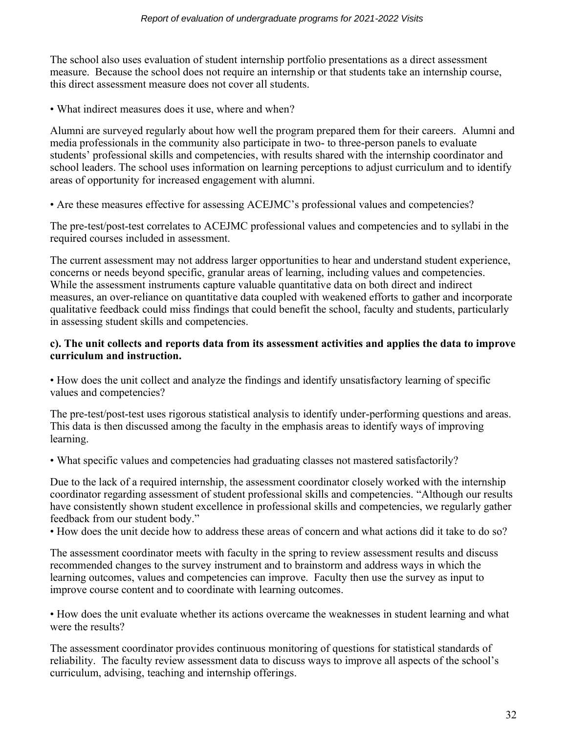The school also uses evaluation of student internship portfolio presentations as a direct assessment measure. Because the school does not require an internship or that students take an internship course, this direct assessment measure does not cover all students.

• What indirect measures does it use, where and when?

Alumni are surveyed regularly about how well the program prepared them for their careers. Alumni and media professionals in the community also participate in two- to three-person panels to evaluate students' professional skills and competencies, with results shared with the internship coordinator and school leaders. The school uses information on learning perceptions to adjust curriculum and to identify areas of opportunity for increased engagement with alumni.

• Are these measures effective for assessing ACEJMC's professional values and competencies?

The pre-test/post-test correlates to ACEJMC professional values and competencies and to syllabi in the required courses included in assessment.

The current assessment may not address larger opportunities to hear and understand student experience, concerns or needs beyond specific, granular areas of learning, including values and competencies. While the assessment instruments capture valuable quantitative data on both direct and indirect measures, an over-reliance on quantitative data coupled with weakened efforts to gather and incorporate qualitative feedback could miss findings that could benefit the school, faculty and students, particularly in assessing student skills and competencies.

**c). The unit collects and reports data from its assessment activities and applies the data to improve curriculum and instruction.**

• How does the unit collect and analyze the findings and identify unsatisfactory learning of specific values and competencies?

The pre-test/post-test uses rigorous statistical analysis to identify under-performing questions and areas. This data is then discussed among the faculty in the emphasis areas to identify ways of improving learning.

• What specific values and competencies had graduating classes not mastered satisfactorily?

Due to the lack of a required internship, the assessment coordinator closely worked with the internship coordinator regarding assessment of student professional skills and competencies. "Although our results have consistently shown student excellence in professional skills and competencies, we regularly gather feedback from our student body."

• How does the unit decide how to address these areas of concern and what actions did it take to do so?

The assessment coordinator meets with faculty in the spring to review assessment results and discuss recommended changes to the survey instrument and to brainstorm and address ways in which the learning outcomes, values and competencies can improve. Faculty then use the survey as input to improve course content and to coordinate with learning outcomes.

• How does the unit evaluate whether its actions overcame the weaknesses in student learning and what were the results?

The assessment coordinator provides continuous monitoring of questions for statistical standards of reliability. The faculty review assessment data to discuss ways to improve all aspects of the school's curriculum, advising, teaching and internship offerings.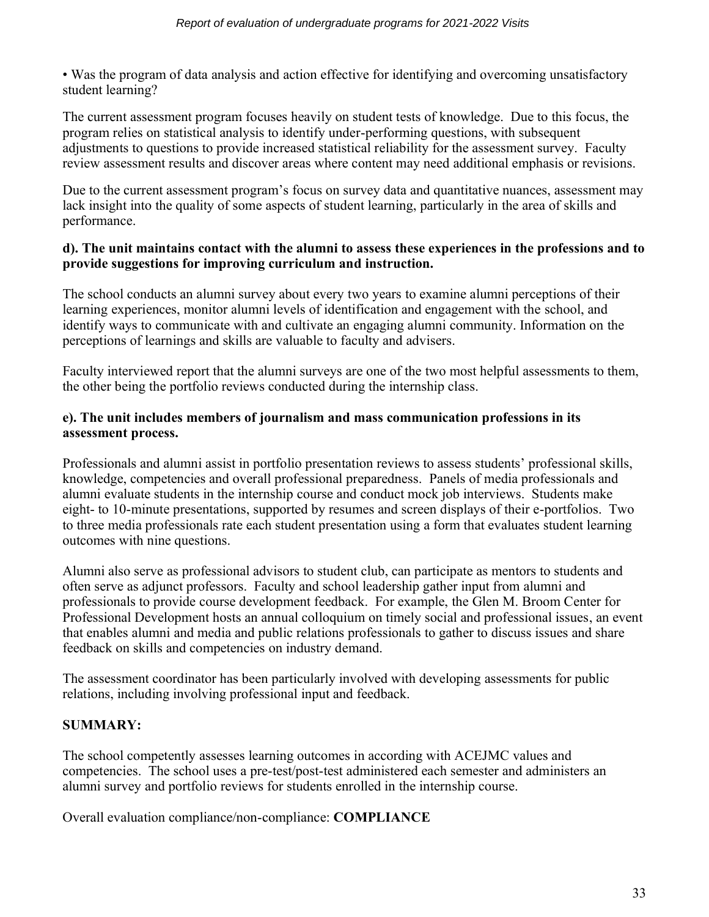• Was the program of data analysis and action effective for identifying and overcoming unsatisfactory student learning?

The current assessment program focuses heavily on student tests of knowledge. Due to this focus, the program relies on statistical analysis to identify under-performing questions, with subsequent adjustments to questions to provide increased statistical reliability for the assessment survey. Faculty review assessment results and discover areas where content may need additional emphasis or revisions.

Due to the current assessment program's focus on survey data and quantitative nuances, assessment may lack insight into the quality of some aspects of student learning, particularly in the area of skills and performance.

**d). The unit maintains contact with the alumni to assess these experiences in the professions and to provide suggestions for improving curriculum and instruction.**

The school conducts an alumni survey about every two years to examine alumni perceptions of their learning experiences, monitor alumni levels of identification and engagement with the school, and identify ways to communicate with and cultivate an engaging alumni community. Information on the perceptions of learnings and skills are valuable to faculty and advisers.

Faculty interviewed report that the alumni surveys are one of the two most helpful assessments to them, the other being the portfolio reviews conducted during the internship class.

**e). The unit includes members of journalism and mass communication professions in its assessment process.**

Professionals and alumni assist in portfolio presentation reviews to assess students' professional skills, knowledge, competencies and overall professional preparedness. Panels of media professionals and alumni evaluate students in the internship course and conduct mock job interviews. Students make eight- to 10-minute presentations, supported by resumes and screen displays of their e-portfolios. Two to three media professionals rate each student presentation using a form that evaluates student learning outcomes with nine questions.

Alumni also serve as professional advisors to student club, can participate as mentors to students and often serve as adjunct professors. Faculty and school leadership gather input from alumni and professionals to provide course development feedback. For example, the Glen M. Broom Center for Professional Development hosts an annual colloquium on timely social and professional issues, an event that enables alumni and media and public relations professionals to gather to discuss issues and share feedback on skills and competencies on industry demand.

The assessment coordinator has been particularly involved with developing assessments for public relations, including involving professional input and feedback.

**SUMMARY:**

The school competently assesses learning outcomes in according with ACEJMC values and competencies. The school uses a pre-test/post-test administered each semester and administers an alumni survey and portfolio reviews for students enrolled in the internship course.

Overall evaluation compliance/non-compliance: **COMPLIANCE**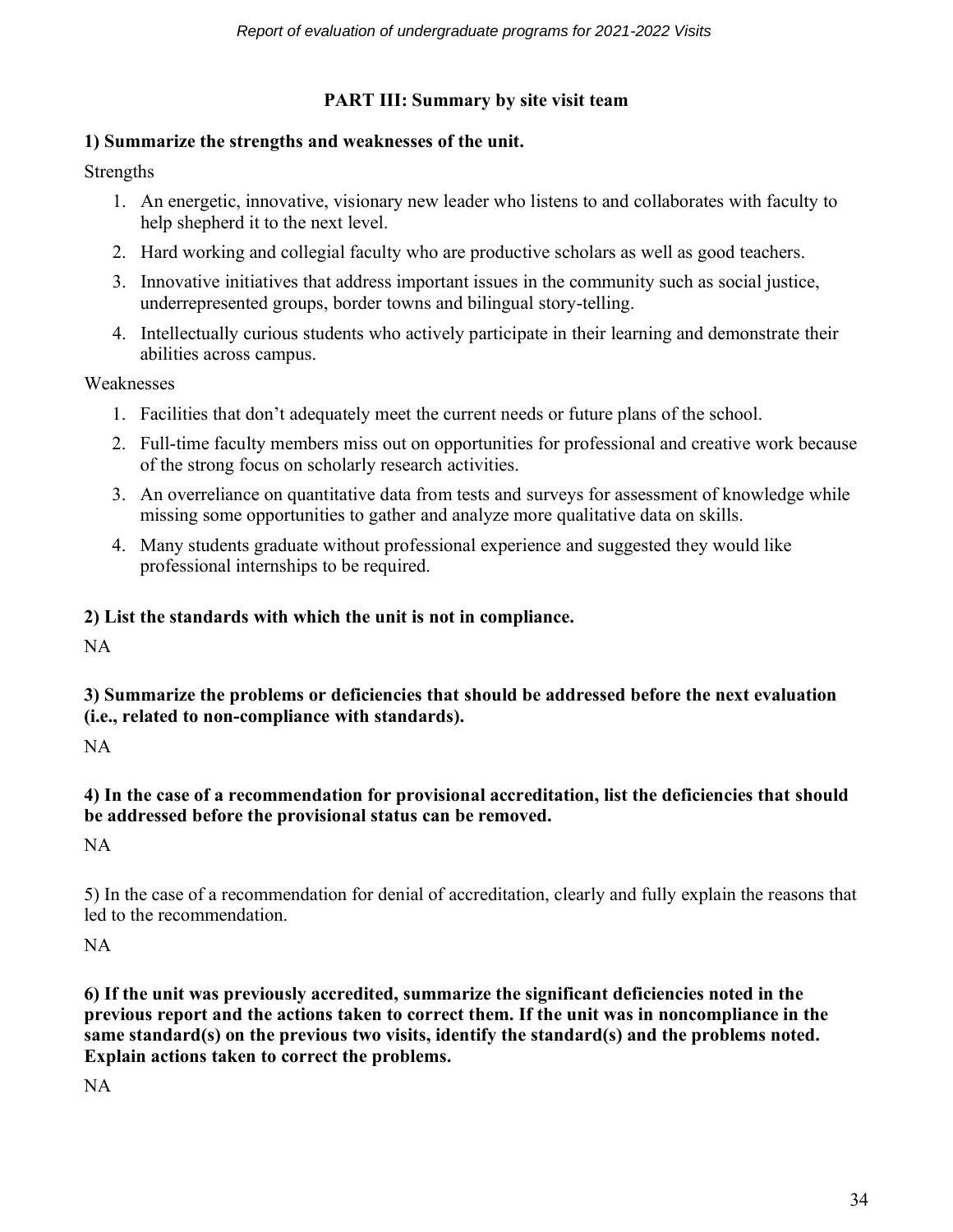## PART III: Summary by site visit team

**1) Summarize the strengths and weaknesses of the unit.**

Strengths

1. An energetic, innovative, visionary new leader who listens to and collaborates with faculty to help shepherd it to the next level.
2. Hard working and collegial faculty who are productive scholars as well as good teachers.
3. Innovative initiatives that address important issues in the community such as social justice, underrepresented groups, border towns and bilingual story-telling.
4. Intellectually curious students who actively participate in their learning and demonstrate their abilities across campus.

Weaknesses

1. Facilities that don't adequately meet the current needs or future plans of the school.
2. Full-time faculty members miss out on opportunities for professional and creative work because of the strong focus on scholarly research activities.
3. An overreliance on quantitative data from tests and surveys for assessment of knowledge while missing some opportunities to gather and analyze more qualitative data on skills.
4. Many students graduate without professional experience and suggested they would like professional internships to be required.

**2) List the standards with which the unit is not in compliance.**

NA

**3) Summarize the problems or deficiencies that should be addressed before the next evaluation (i.e., related to non-compliance with standards).**

NA

**4) In the case of a recommendation for provisional accreditation, list the deficiencies that should be addressed before the provisional status can be removed.**

NA

5) In the case of a recommendation for denial of accreditation, clearly and fully explain the reasons that led to the recommendation.

NA

**6) If the unit was previously accredited, summarize the significant deficiencies noted in the previous report and the actions taken to correct them. If the unit was in noncompliance in the same standard(s) on the previous two visits, identify the standard(s) and the problems noted. Explain actions taken to correct the problems.**

NA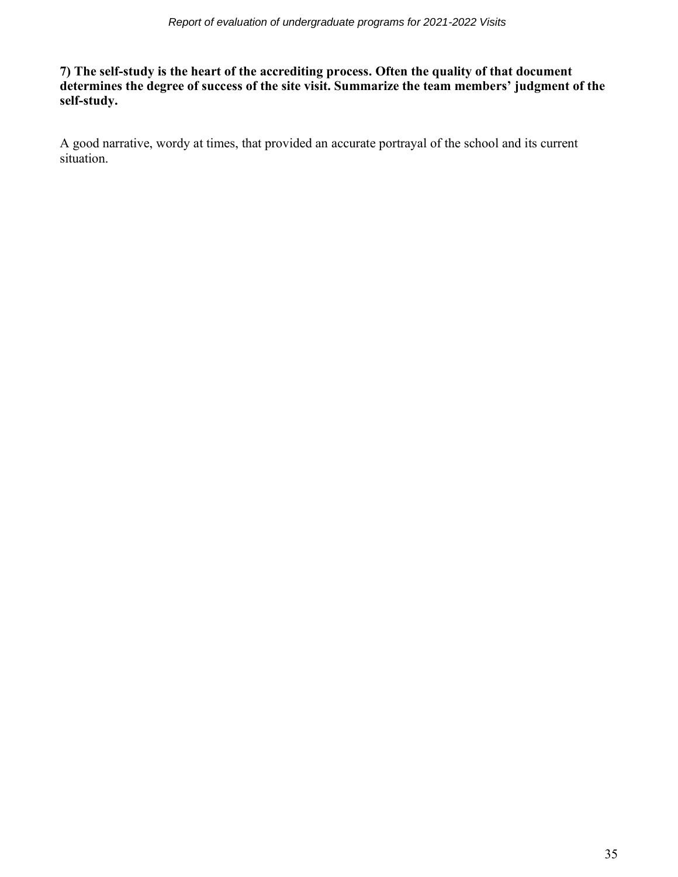**7) The self-study is the heart of the accrediting process. Often the quality of that document determines the degree of success of the site visit. Summarize the team members' judgment of the self-study.**

A good narrative, wordy at times, that provided an accurate portrayal of the school and its current situation.